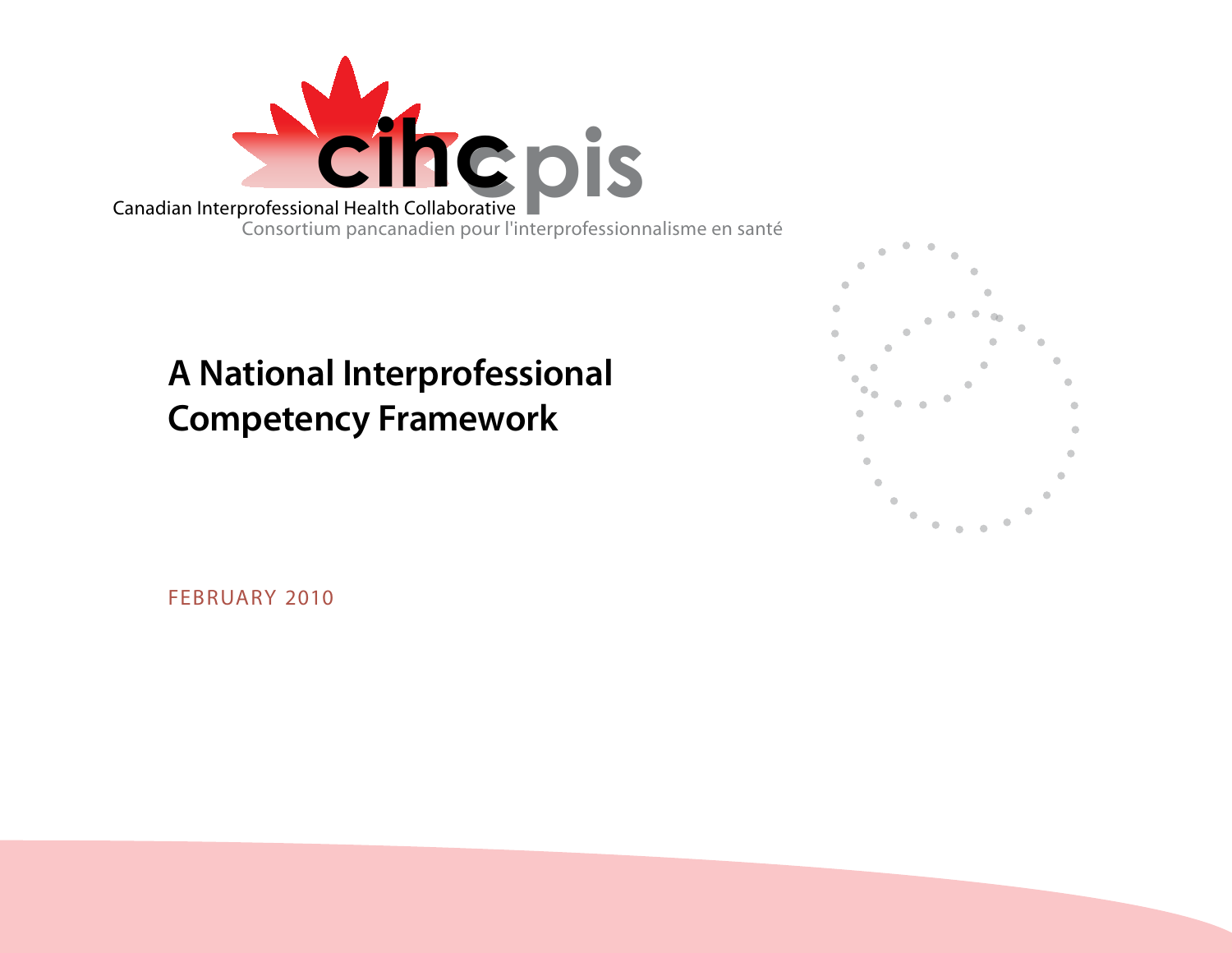cihc cpis

Canadian Interprofessional Health Collaborative

Consortium pancanadien pour l'interprofessionnalisme en santé

# A National Interprofessional Competency Framework

FEBRUARY 2010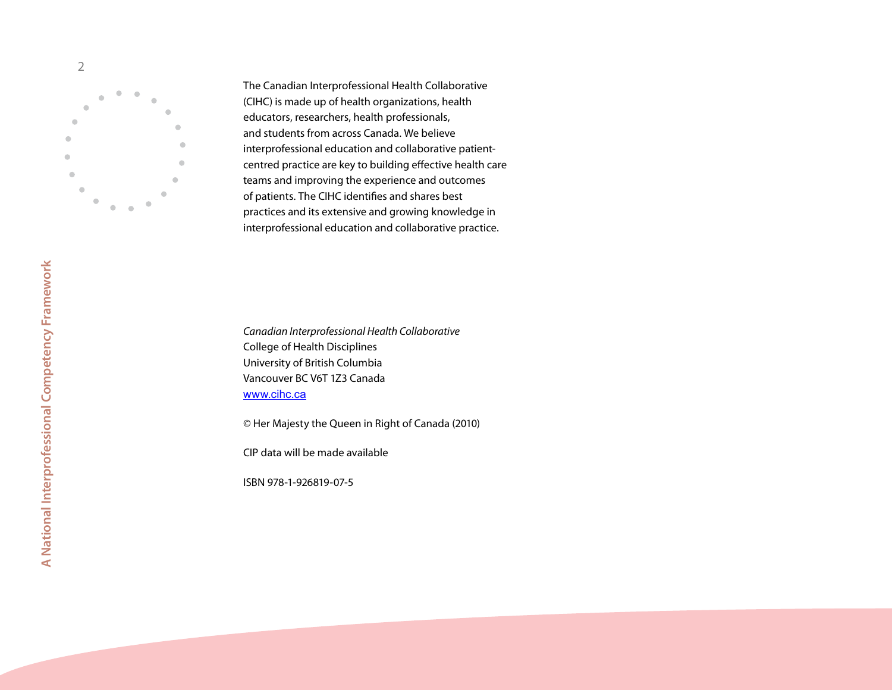The Canadian Interprofessional Health Collaborative (CIHC) is made up of health organizations, health educators, researchers, health professionals, and students from across Canada. We believe interprofessional education and collaborative patient-centred practice are key to building effective health care teams and improving the experience and outcomes of patients. The CIHC identifies and shares best practices and its extensive and growing knowledge in interprofessional education and collaborative practice.

*Canadian Interprofessional Health Collaborative*
College of Health Disciplines
University of British Columbia
Vancouver BC V6T 1Z3 Canada
www.cihc.ca

© Her Majesty the Queen in Right of Canada (2010)

CIP data will be made available

ISBN 978-1-926819-07-5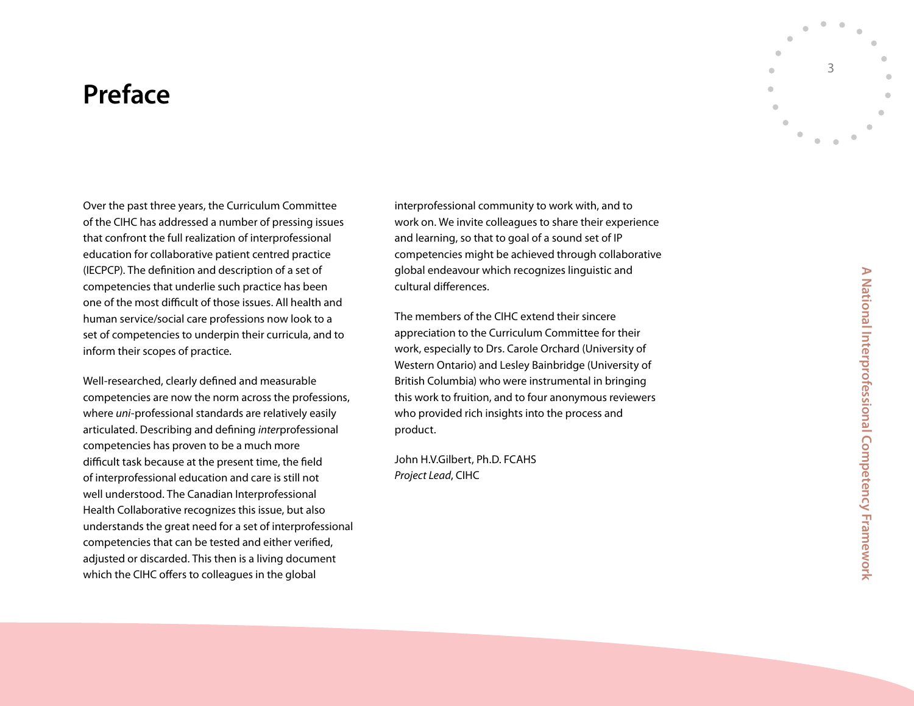# Preface

Over the past three years, the Curriculum Committee of the CIHC has addressed a number of pressing issues that confront the full realization of interprofessional education for collaborative patient centred practice (IECPCP). The definition and description of a set of competencies that underlie such practice has been one of the most difficult of those issues. All health and human service/social care professions now look to a set of competencies to underpin their curricula, and to inform their scopes of practice.

Well-researched, clearly defined and measurable competencies are now the norm across the professions, where *uni*-professional standards are relatively easily articulated. Describing and defining *inter*professional competencies has proven to be a much more difficult task because at the present time, the field of interprofessional education and care is still not well understood. The Canadian Interprofessional Health Collaborative recognizes this issue, but also understands the great need for a set of interprofessional competencies that can be tested and either verified, adjusted or discarded. This then is a living document which the CIHC offers to colleagues in the global interprofessional community to work with, and to work on. We invite colleagues to share their experience and learning, so that to goal of a sound set of IP competencies might be achieved through collaborative global endeavour which recognizes linguistic and cultural differences.

The members of the CIHC extend their sincere appreciation to the Curriculum Committee for their work, especially to Drs. Carole Orchard (University of Western Ontario) and Lesley Bainbridge (University of British Columbia) who were instrumental in bringing this work to fruition, and to four anonymous reviewers who provided rich insights into the process and product.

John H.V.Gilbert, Ph.D. FCAHS
*Project Lead*, CIHC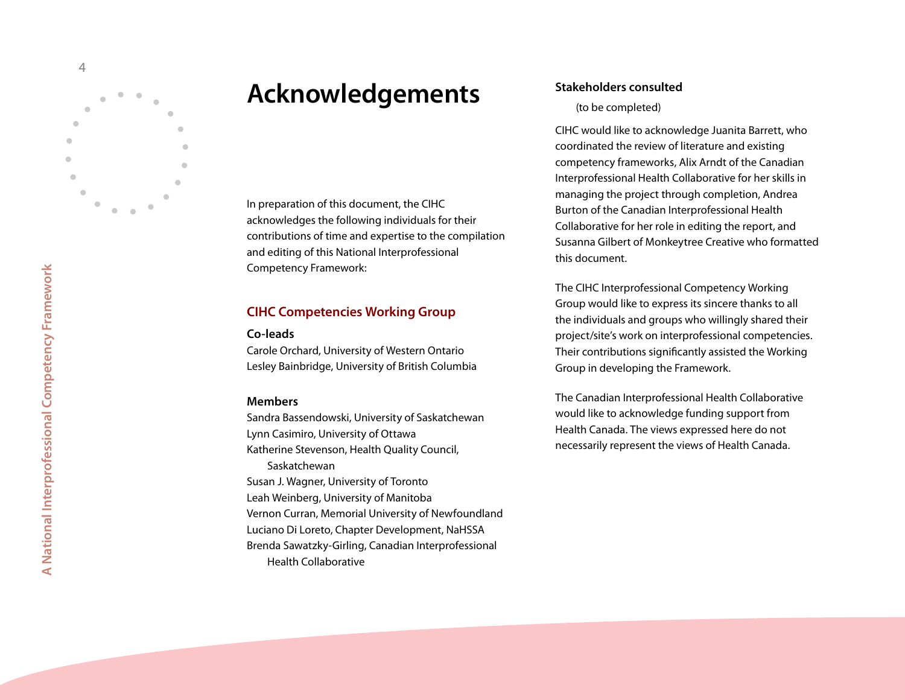# Acknowledgements

In preparation of this document, the CIHC acknowledges the following individuals for their contributions of time and expertise to the compilation and editing of this National Interprofessional Competency Framework:

## CIHC Competencies Working Group

### Co-leads

Carole Orchard, University of Western Ontario
Lesley Bainbridge, University of British Columbia

### Members

Sandra Bassendowski, University of Saskatchewan
Lynn Casimiro, University of Ottawa
Katherine Stevenson, Health Quality Council, Saskatchewan
Susan J. Wagner, University of Toronto
Leah Weinberg, University of Manitoba
Vernon Curran, Memorial University of Newfoundland
Luciano Di Loreto, Chapter Development, NaHSSA
Brenda Sawatzky-Girling, Canadian Interprofessional Health Collaborative

### Stakeholders consulted

(to be completed)

CIHC would like to acknowledge Juanita Barrett, who coordinated the review of literature and existing competency frameworks, Alix Arndt of the Canadian Interprofessional Health Collaborative for her skills in managing the project through completion, Andrea Burton of the Canadian Interprofessional Health Collaborative for her role in editing the report, and Susanna Gilbert of Monkeytree Creative who formatted this document.

The CIHC Interprofessional Competency Working Group would like to express its sincere thanks to all the individuals and groups who willingly shared their project/site's work on interprofessional competencies. Their contributions significantly assisted the Working Group in developing the Framework.

The Canadian Interprofessional Health Collaborative would like to acknowledge funding support from Health Canada. The views expressed here do not necessarily represent the views of Health Canada.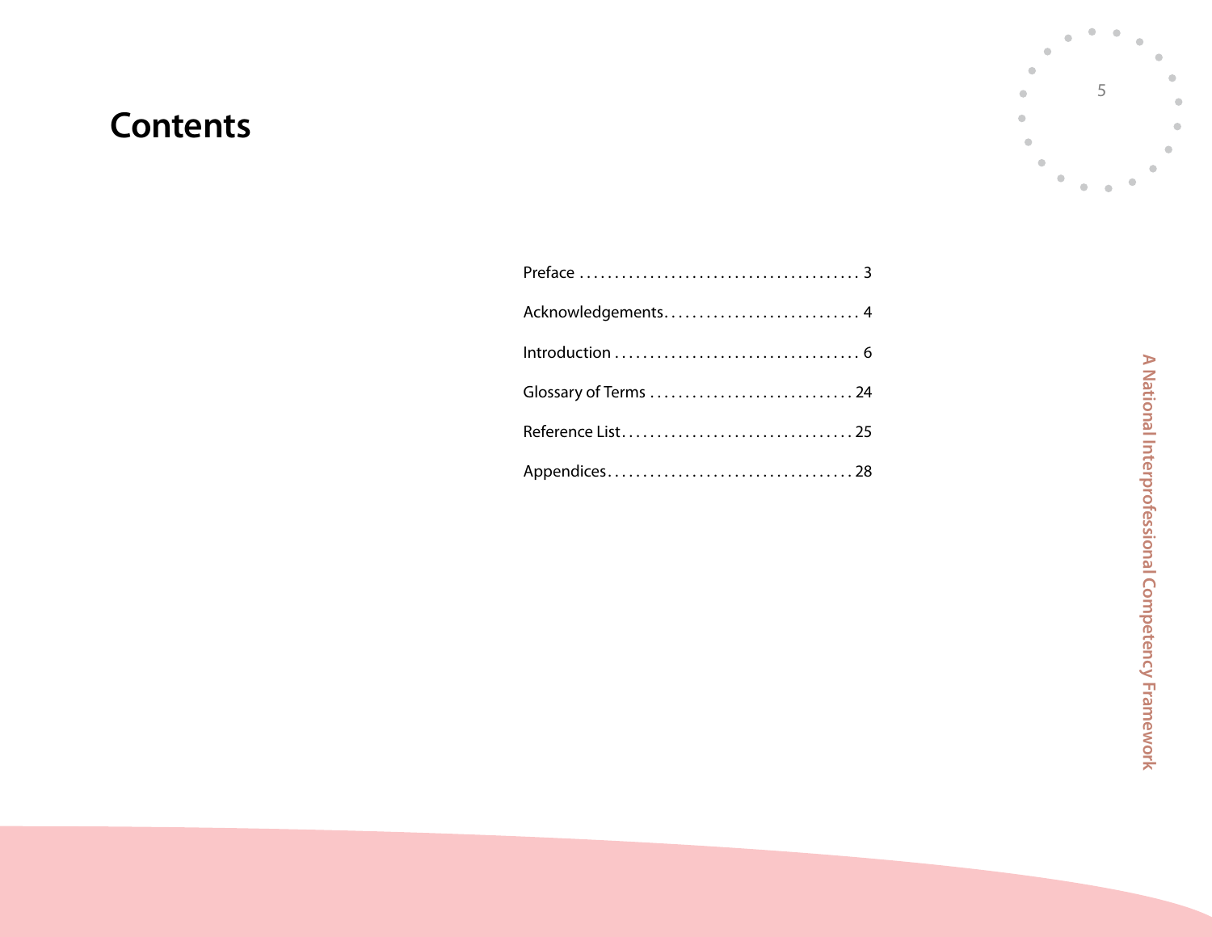# Contents

Preface . . . . . . . . . . . . . . . . . . . . . . . . . . . . . . . . . . . . . . . 3

Acknowledgements . . . . . . . . . . . . . . . . . . . . . . . . . . . 4

Introduction . . . . . . . . . . . . . . . . . . . . . . . . . . . . . . . . . . 6

Glossary of Terms . . . . . . . . . . . . . . . . . . . . . . . . . . . . 24

Reference List . . . . . . . . . . . . . . . . . . . . . . . . . . . . . . . . 25

Appendices . . . . . . . . . . . . . . . . . . . . . . . . . . . . . . . . . . 28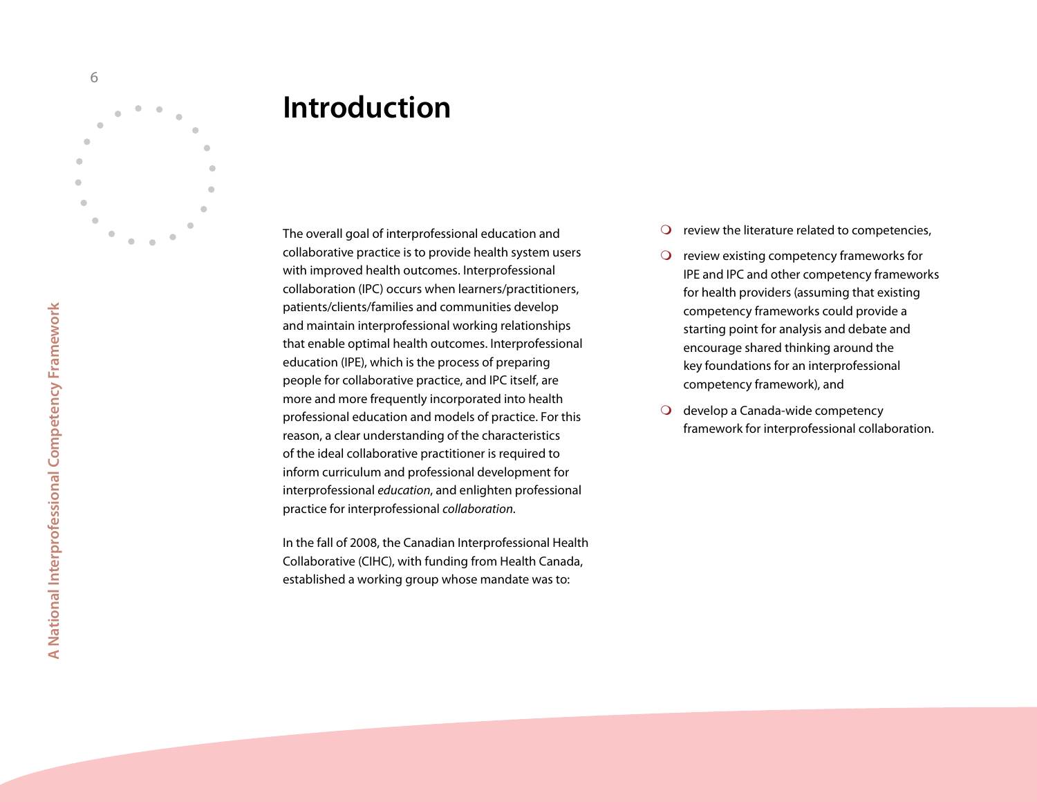# Introduction

The overall goal of interprofessional education and collaborative practice is to provide health system users with improved health outcomes. Interprofessional collaboration (IPC) occurs when learners/practitioners, patients/clients/families and communities develop and maintain interprofessional working relationships that enable optimal health outcomes. Interprofessional education (IPE), which is the process of preparing people for collaborative practice, and IPC itself, are more and more frequently incorporated into health professional education and models of practice. For this reason, a clear understanding of the characteristics of the ideal collaborative practitioner is required to inform curriculum and professional development for interprofessional *education*, and enlighten professional practice for interprofessional *collaboration*.

In the fall of 2008, the Canadian Interprofessional Health Collaborative (CIHC), with funding from Health Canada, established a working group whose mandate was to:

- review the literature related to competencies,
- review existing competency frameworks for IPE and IPC and other competency frameworks for health providers (assuming that existing competency frameworks could provide a starting point for analysis and debate and encourage shared thinking around the key foundations for an interprofessional competency framework), and
- develop a Canada-wide competency framework for interprofessional collaboration.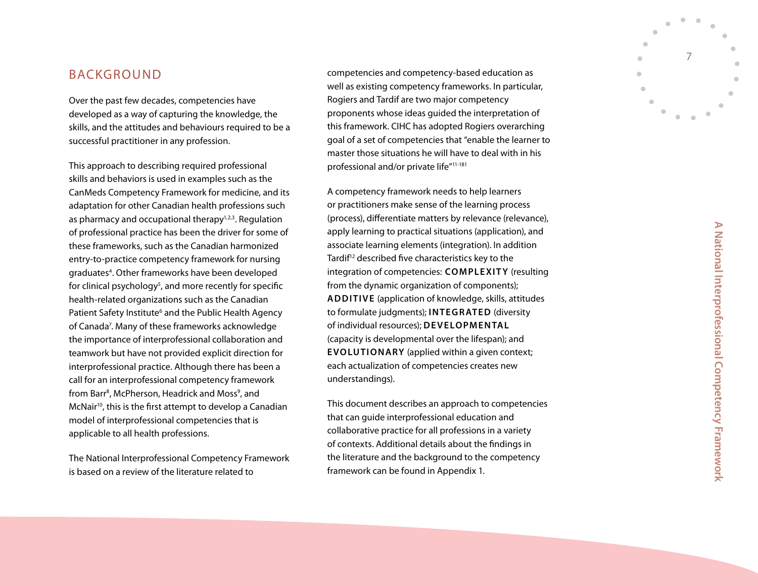## BACKGROUND

Over the past few decades, competencies have developed as a way of capturing the knowledge, the skills, and the attitudes and behaviours required to be a successful practitioner in any profession.

This approach to describing required professional skills and behaviors is used in examples such as the CanMeds Competency Framework for medicine, and its adaptation for other Canadian health professions such as pharmacy and occupational therapy[1,2,3]. Regulation of professional practice has been the driver for some of these frameworks, such as the Canadian harmonized entry-to-practice competency framework for nursing graduates[4]. Other frameworks have been developed for clinical psychology[5], and more recently for specific health-related organizations such as the Canadian Patient Safety Institute[6] and the Public Health Agency of Canada[7]. Many of these frameworks acknowledge the importance of interprofessional collaboration and teamwork but have not provided explicit direction for interprofessional practice. Although there has been a call for an interprofessional competency framework from Barr[8], McPherson, Headrick and Moss[9], and McNair[10], this is the first attempt to develop a Canadian model of interprofessional competencies that is applicable to all health professions.

The National Interprofessional Competency Framework is based on a review of the literature related to competencies and competency-based education as well as existing competency frameworks. In particular, Rogiers and Tardif are two major competency proponents whose ideas guided the interpretation of this framework. CIHC has adopted Rogiers overarching goal of a set of competencies that "enable the learner to master those situations he will have to deal with in his professional and/or private life"[11-181]

A competency framework needs to help learners or practitioners make sense of the learning process (process), differentiate matters by relevance (relevance), apply learning to practical situations (application), and associate learning elements (integration). In addition Tardif[12] described five characteristics key to the integration of competencies: **COMPLEXITY** (resulting from the dynamic organization of components); **ADDITIVE** (application of knowledge, skills, attitudes to formulate judgments); **INTEGRATED** (diversity of individual resources); **DEVELOPMENTAL** (capacity is developmental over the lifespan); and **EVOLUTIONARY** (applied within a given context; each actualization of competencies creates new understandings).

This document describes an approach to competencies that can guide interprofessional education and collaborative practice for all professions in a variety of contexts. Additional details about the findings in the literature and the background to the competency framework can be found in Appendix 1.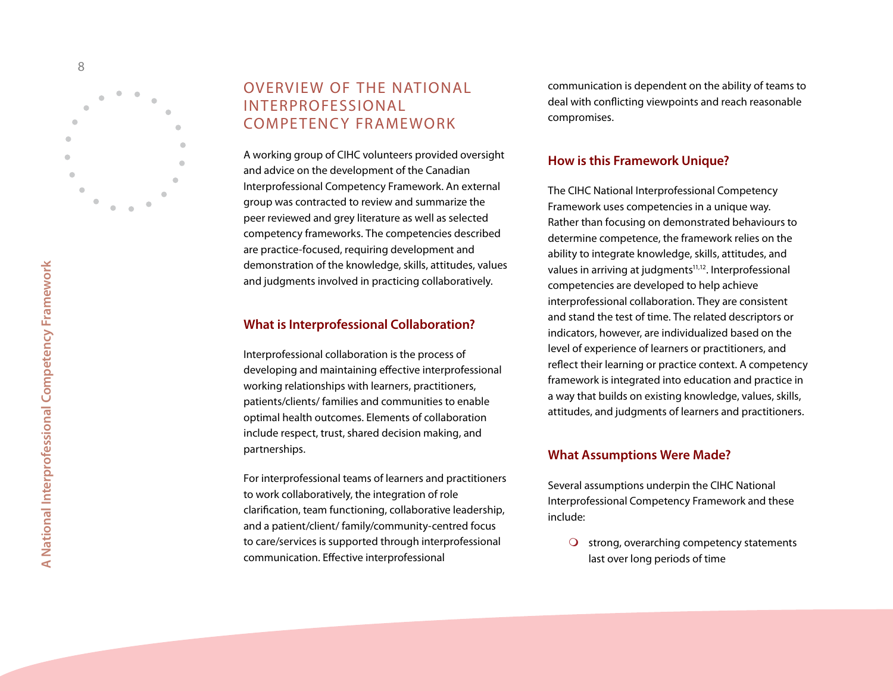## OVERVIEW OF THE NATIONAL INTERPROFESSIONAL COMPETENCY FRAMEWORK

A working group of CIHC volunteers provided oversight and advice on the development of the Canadian Interprofessional Competency Framework. An external group was contracted to review and summarize the peer reviewed and grey literature as well as selected competency frameworks. The competencies described are practice-focused, requiring development and demonstration of the knowledge, skills, attitudes, values and judgments involved in practicing collaboratively.

### What is Interprofessional Collaboration?

Interprofessional collaboration is the process of developing and maintaining effective interprofessional working relationships with learners, practitioners, patients/clients/ families and communities to enable optimal health outcomes. Elements of collaboration include respect, trust, shared decision making, and partnerships.

For interprofessional teams of learners and practitioners to work collaboratively, the integration of role clarification, team functioning, collaborative leadership, and a patient/client/ family/community-centred focus to care/services is supported through interprofessional communication. Effective interprofessional communication is dependent on the ability of teams to deal with conflicting viewpoints and reach reasonable compromises.

### How is this Framework Unique?

The CIHC National Interprofessional Competency Framework uses competencies in a unique way. Rather than focusing on demonstrated behaviours to determine competence, the framework relies on the ability to integrate knowledge, skills, attitudes, and values in arriving at judgments[11,12]. Interprofessional competencies are developed to help achieve interprofessional collaboration. They are consistent and stand the test of time. The related descriptors or indicators, however, are individualized based on the level of experience of learners or practitioners, and reflect their learning or practice context. A competency framework is integrated into education and practice in a way that builds on existing knowledge, values, skills, attitudes, and judgments of learners and practitioners.

### What Assumptions Were Made?

Several assumptions underpin the CIHC National Interprofessional Competency Framework and these include:

- strong, overarching competency statements last over long periods of time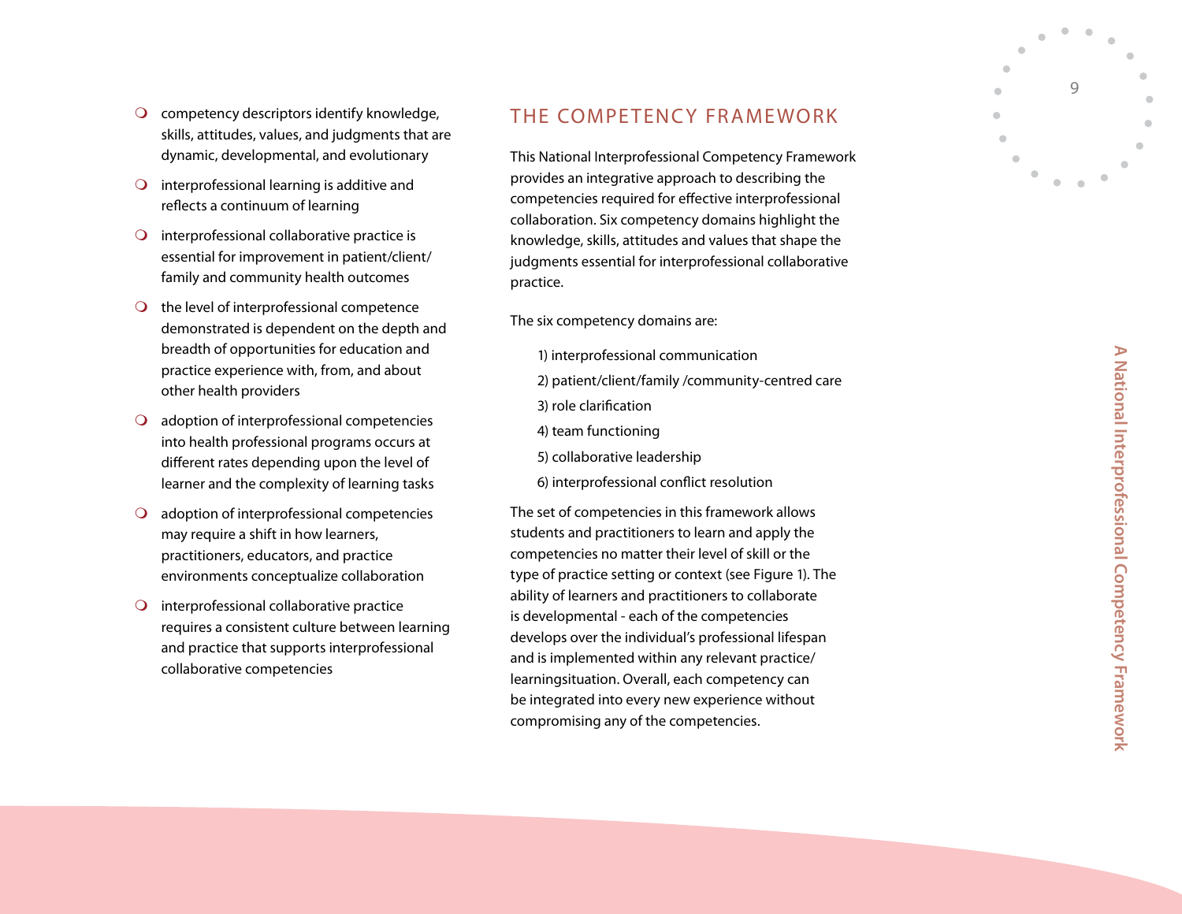- competency descriptors identify knowledge, skills, attitudes, values, and judgments that are dynamic, developmental, and evolutionary
- interprofessional learning is additive and reflects a continuum of learning
- interprofessional collaborative practice is essential for improvement in patient/client/family and community health outcomes
- the level of interprofessional competence demonstrated is dependent on the depth and breadth of opportunities for education and practice experience with, from, and about other health providers
- adoption of interprofessional competencies into health professional programs occurs at different rates depending upon the level of learner and the complexity of learning tasks
- adoption of interprofessional competencies may require a shift in how learners, practitioners, educators, and practice environments conceptualize collaboration
- interprofessional collaborative practice requires a consistent culture between learning and practice that supports interprofessional collaborative competencies

## THE COMPETENCY FRAMEWORK

This National Interprofessional Competency Framework provides an integrative approach to describing the competencies required for effective interprofessional collaboration. Six competency domains highlight the knowledge, skills, attitudes and values that shape the judgments essential for interprofessional collaborative practice.

The six competency domains are:

1) interprofessional communication
2) patient/client/family /community-centred care
3) role clarification
4) team functioning
5) collaborative leadership
6) interprofessional conflict resolution

The set of competencies in this framework allows students and practitioners to learn and apply the competencies no matter their level of skill or the type of practice setting or context (see Figure 1). The ability of learners and practitioners to collaborate is developmental - each of the competencies develops over the individual's professional lifespan and is implemented within any relevant practice/learningsituation. Overall, each competency can be integrated into every new experience without compromising any of the competencies.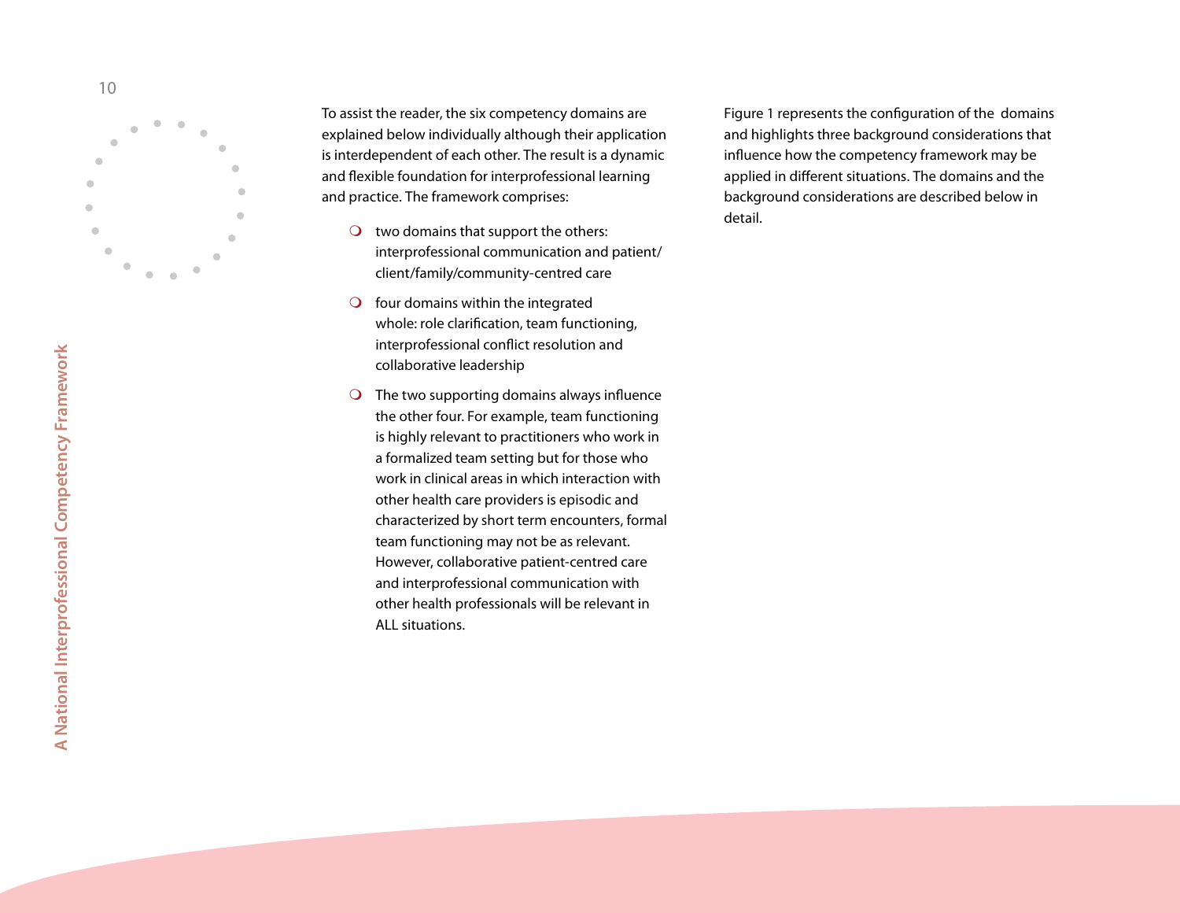To assist the reader, the six competency domains are explained below individually although their application is interdependent of each other. The result is a dynamic and flexible foundation for interprofessional learning and practice. The framework comprises:

- two domains that support the others: interprofessional communication and patient/client/family/community-centred care
- four domains within the integrated whole: role clarification, team functioning, interprofessional conflict resolution and collaborative leadership
- The two supporting domains always influence the other four. For example, team functioning is highly relevant to practitioners who work in a formalized team setting but for those who work in clinical areas in which interaction with other health care providers is episodic and characterized by short term encounters, formal team functioning may not be as relevant. However, collaborative patient-centred care and interprofessional communication with other health professionals will be relevant in ALL situations.

Figure 1 represents the configuration of the domains and highlights three background considerations that influence how the competency framework may be applied in different situations. The domains and the background considerations are described below in detail.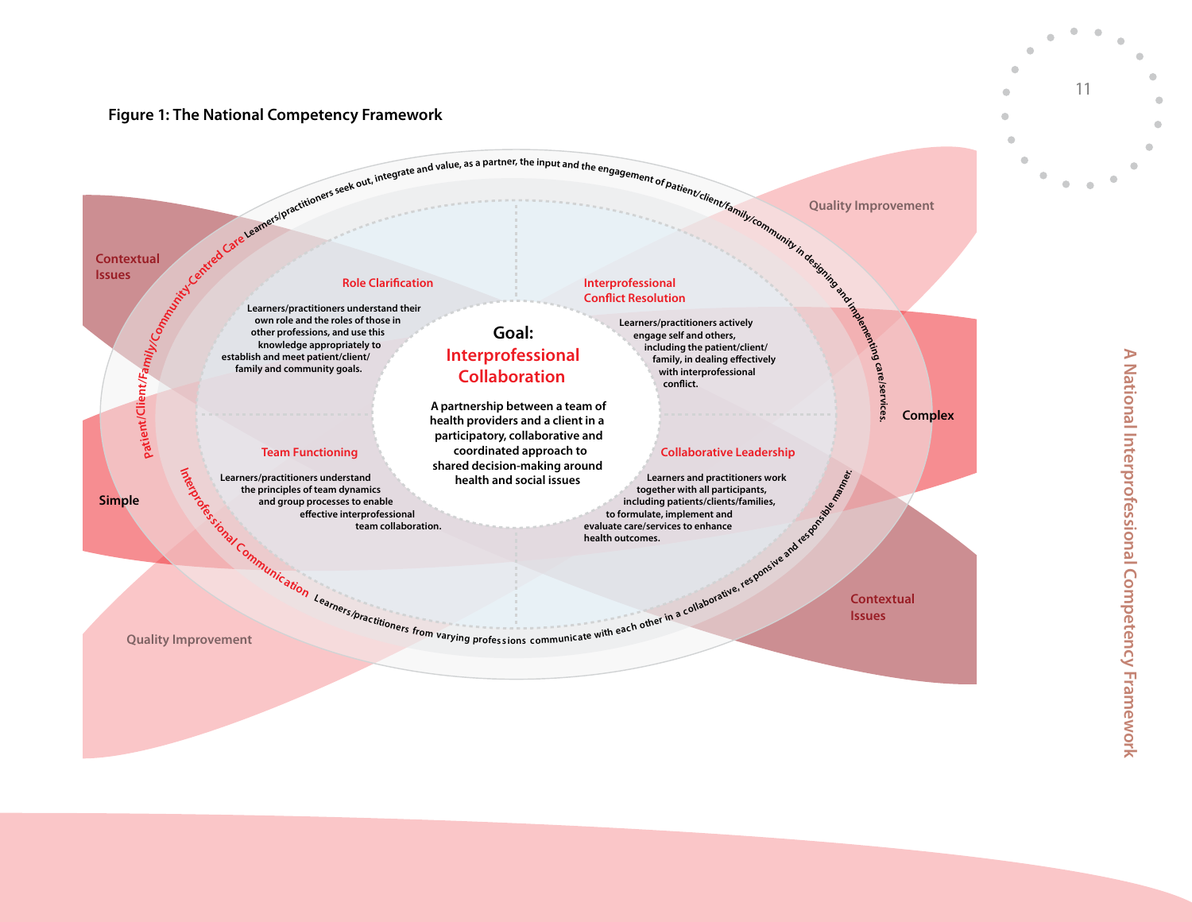**Figure 1: The National Competency Framework**

Patient/Client/Family/Community-Centred Care: Learners/practitioners seek out, integrate and value, as a partner, the input and the engagement of patient/client/family/community in designing and implementing care/services.

Interprofessional Communication: Learners/practitioners from varying professions communicate with each other in a collaborative, responsive and responsible manner.

**Goal: Interprofessional Collaboration**

A partnership between a team of health providers and a client in a participatory, collaborative and coordinated approach to shared decision-making around health and social issues

**Role Clarification**

Learners/practitioners understand their own role and the roles of those in other professions, and use this knowledge appropriately to establish and meet patient/client/family and community goals.

**Interprofessional Conflict Resolution**

Learners/practitioners actively engage self and others, including the patient/client/family, in dealing effectively with interprofessional conflict.

**Team Functioning**

Learners/practitioners understand the principles of team dynamics and group processes to enable effective interprofessional team collaboration.

**Collaborative Leadership**

Learners and practitioners work together with all participants, including patients/clients/families, to formulate, implement and evaluate care/services to enhance health outcomes.

Contextual Issues

Quality Improvement

Simple

Complex

Quality Improvement

Contextual Issues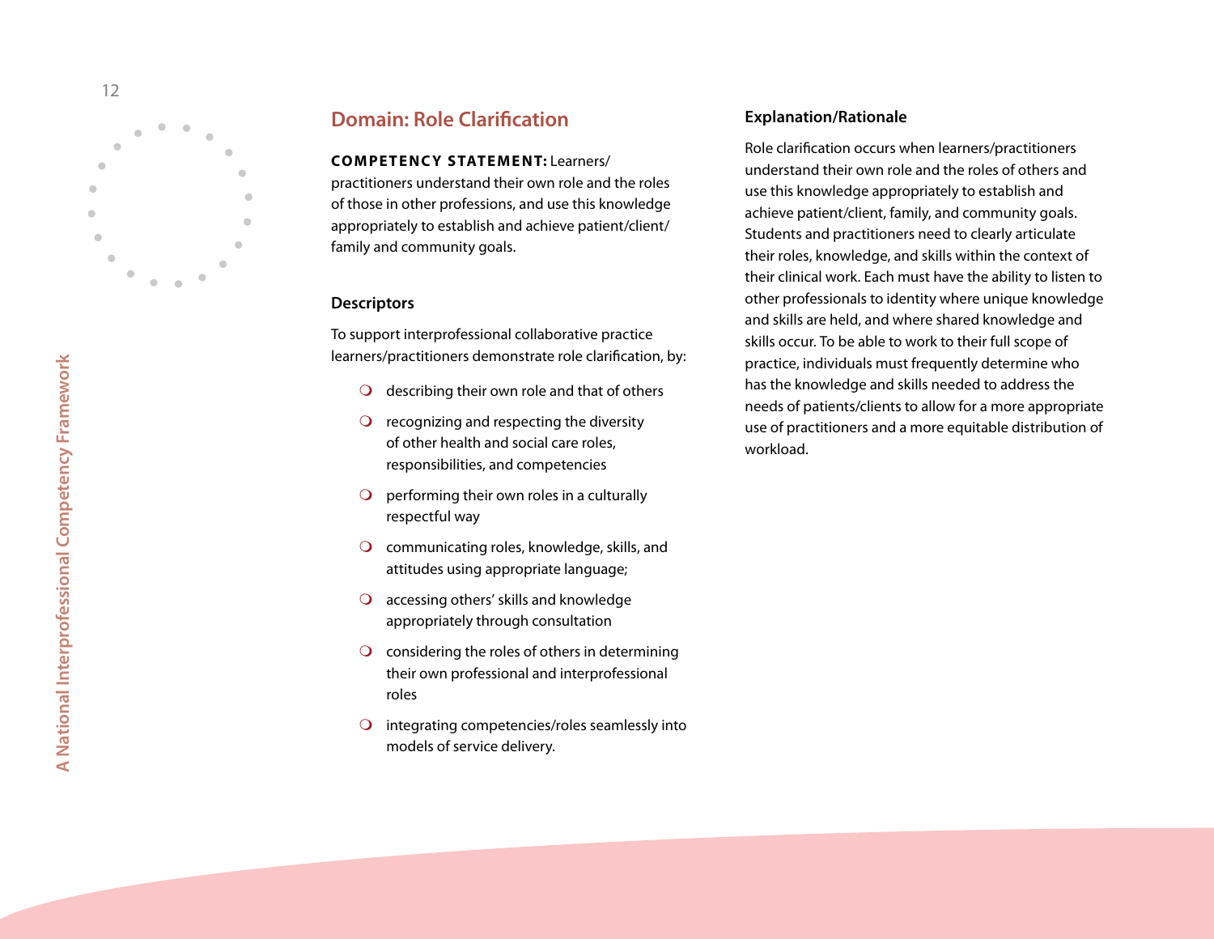## Domain: Role Clarification

**COMPETENCY STATEMENT:** Learners/practitioners understand their own role and the roles of those in other professions, and use this knowledge appropriately to establish and achieve patient/client/family and community goals.

### Descriptors

To support interprofessional collaborative practice learners/practitioners demonstrate role clarification, by:

- describing their own role and that of others
- recognizing and respecting the diversity of other health and social care roles, responsibilities, and competencies
- performing their own roles in a culturally respectful way
- communicating roles, knowledge, skills, and attitudes using appropriate language;
- accessing others' skills and knowledge appropriately through consultation
- considering the roles of others in determining their own professional and interprofessional roles
- integrating competencies/roles seamlessly into models of service delivery.

### Explanation/Rationale

Role clarification occurs when learners/practitioners understand their own role and the roles of others and use this knowledge appropriately to establish and achieve patient/client, family, and community goals. Students and practitioners need to clearly articulate their roles, knowledge, and skills within the context of their clinical work. Each must have the ability to listen to other professionals to identity where unique knowledge and skills are held, and where shared knowledge and skills occur. To be able to work to their full scope of practice, individuals must frequently determine who has the knowledge and skills needed to address the needs of patients/clients to allow for a more appropriate use of practitioners and a more equitable distribution of workload.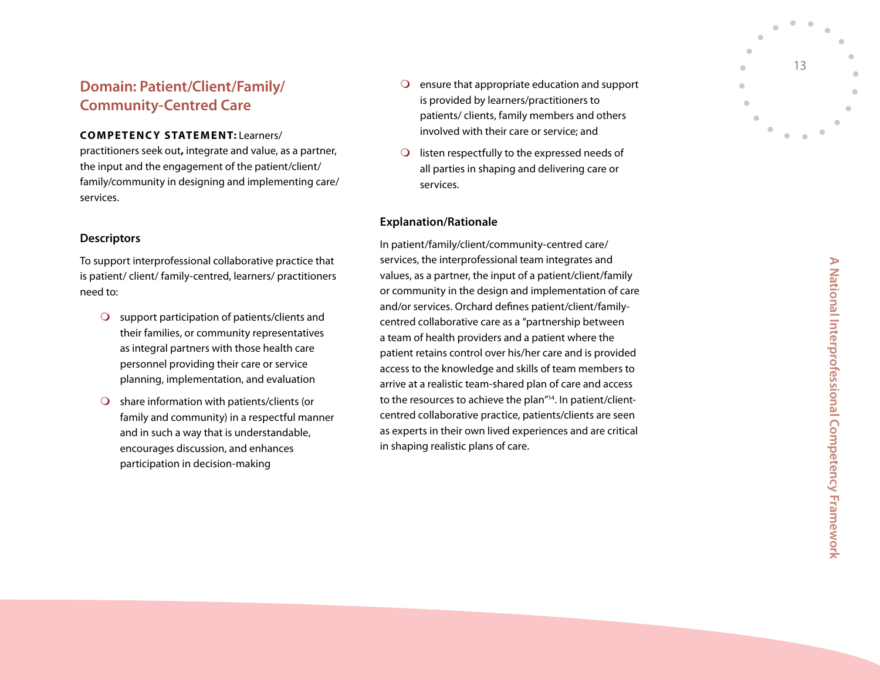## Domain: Patient/Client/Family/Community-Centred Care

**COMPETENCY STATEMENT:** Learners/practitioners seek out**,** integrate and value, as a partner, the input and the engagement of the patient/client/family/community in designing and implementing care/services.

### Descriptors

To support interprofessional collaborative practice that is patient/ client/ family-centred, learners/ practitioners need to:

- support participation of patients/clients and their families, or community representatives as integral partners with those health care personnel providing their care or service planning, implementation, and evaluation
- share information with patients/clients (or family and community) in a respectful manner and in such a way that is understandable, encourages discussion, and enhances participation in decision-making
- ensure that appropriate education and support is provided by learners/practitioners to patients/ clients, family members and others involved with their care or service; and
- listen respectfully to the expressed needs of all parties in shaping and delivering care or services.

### Explanation/Rationale

In patient/family/client/community-centred care/services, the interprofessional team integrates and values, as a partner, the input of a patient/client/family or community in the design and implementation of care and/or services. Orchard defines patient/client/family-centred collaborative care as a "partnership between a team of health providers and a patient where the patient retains control over his/her care and is provided access to the knowledge and skills of team members to arrive at a realistic team-shared plan of care and access to the resources to achieve the plan"[14]. In patient/client-centred collaborative practice, patients/clients are seen as experts in their own lived experiences and are critical in shaping realistic plans of care.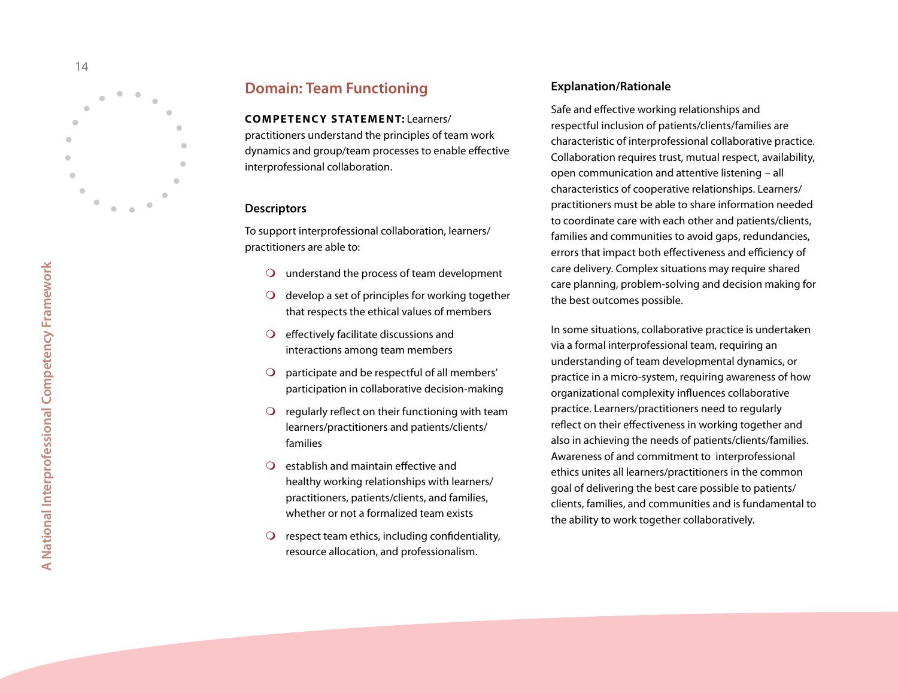## Domain: Team Functioning

**COMPETENCY STATEMENT:** Learners/practitioners understand the principles of team work dynamics and group/team processes to enable effective interprofessional collaboration.

### Descriptors

To support interprofessional collaboration, learners/practitioners are able to:

- understand the process of team development
- develop a set of principles for working together that respects the ethical values of members
- effectively facilitate discussions and interactions among team members
- participate and be respectful of all members' participation in collaborative decision-making
- regularly reflect on their functioning with team learners/practitioners and patients/clients/families
- establish and maintain effective and healthy working relationships with learners/practitioners, patients/clients, and families, whether or not a formalized team exists
- respect team ethics, including confidentiality, resource allocation, and professionalism.

### Explanation/Rationale

Safe and effective working relationships and respectful inclusion of patients/clients/families are characteristic of interprofessional collaborative practice. Collaboration requires trust, mutual respect, availability, open communication and attentive listening – all characteristics of cooperative relationships. Learners/practitioners must be able to share information needed to coordinate care with each other and patients/clients, families and communities to avoid gaps, redundancies, errors that impact both effectiveness and efficiency of care delivery. Complex situations may require shared care planning, problem-solving and decision making for the best outcomes possible.

In some situations, collaborative practice is undertaken via a formal interprofessional team, requiring an understanding of team developmental dynamics, or practice in a micro-system, requiring awareness of how organizational complexity influences collaborative practice. Learners/practitioners need to regularly reflect on their effectiveness in working together and also in achieving the needs of patients/clients/families. Awareness of and commitment to interprofessional ethics unites all learners/practitioners in the common goal of delivering the best care possible to patients/clients, families, and communities and is fundamental to the ability to work together collaboratively.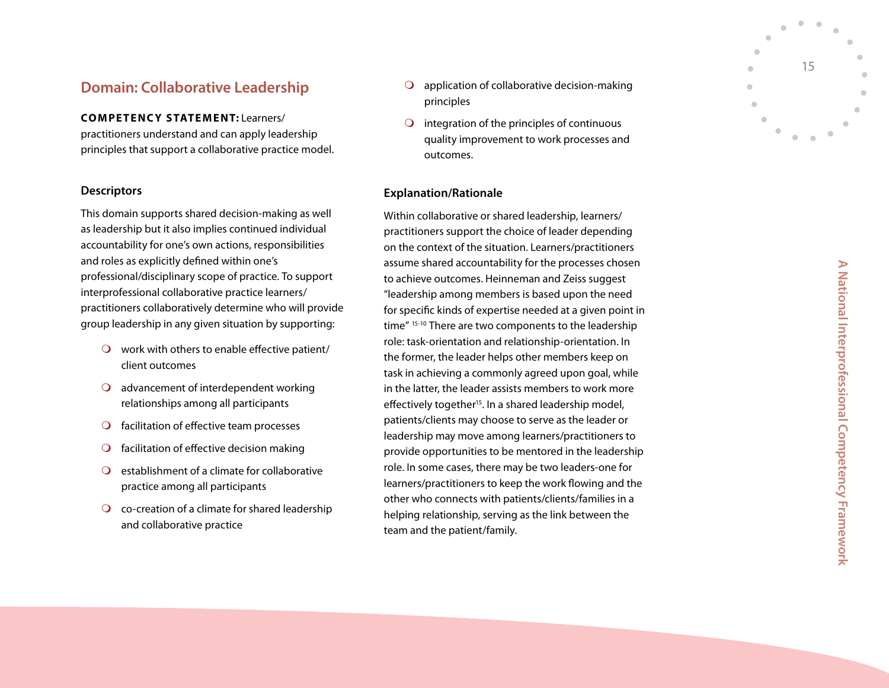## Domain: Collaborative Leadership

**COMPETENCY STATEMENT:** Learners/practitioners understand and can apply leadership principles that support a collaborative practice model.

### Descriptors

This domain supports shared decision-making as well as leadership but it also implies continued individual accountability for one's own actions, responsibilities and roles as explicitly defined within one's professional/disciplinary scope of practice. To support interprofessional collaborative practice learners/practitioners collaboratively determine who will provide group leadership in any given situation by supporting:

- work with others to enable effective patient/client outcomes
- advancement of interdependent working relationships among all participants
- facilitation of effective team processes
- facilitation of effective decision making
- establishment of a climate for collaborative practice among all participants
- co-creation of a climate for shared leadership and collaborative practice
- application of collaborative decision-making principles
- integration of the principles of continuous quality improvement to work processes and outcomes.

### Explanation/Rationale

Within collaborative or shared leadership, learners/practitioners support the choice of leader depending on the context of the situation. Learners/practitioners assume shared accountability for the processes chosen to achieve outcomes. Heinneman and Zeiss suggest "leadership among members is based upon the need for specific kinds of expertise needed at a given point in time" [15-10] There are two components to the leadership role: task-orientation and relationship-orientation. In the former, the leader helps other members keep on task in achieving a commonly agreed upon goal, while in the latter, the leader assists members to work more effectively together[15]. In a shared leadership model, patients/clients may choose to serve as the leader or leadership may move among learners/practitioners to provide opportunities to be mentored in the leadership role. In some cases, there may be two leaders-one for learners/practitioners to keep the work flowing and the other who connects with patients/clients/families in a helping relationship, serving as the link between the team and the patient/family.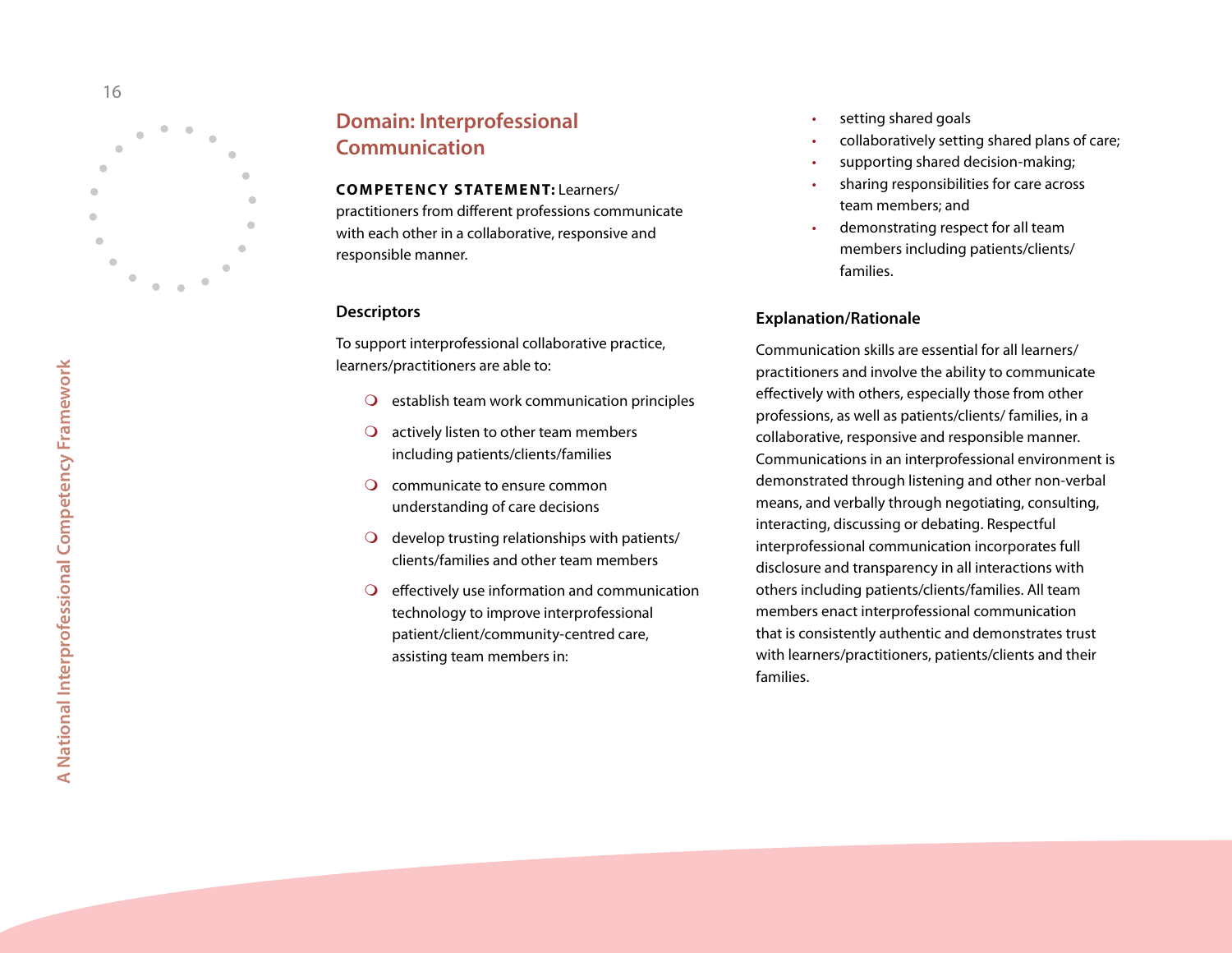## Domain: Interprofessional Communication

**COMPETENCY STATEMENT:** Learners/practitioners from different professions communicate with each other in a collaborative, responsive and responsible manner.

### Descriptors

To support interprofessional collaborative practice, learners/practitioners are able to:

- establish team work communication principles
- actively listen to other team members including patients/clients/families
- communicate to ensure common understanding of care decisions
- develop trusting relationships with patients/clients/families and other team members
- effectively use information and communication technology to improve interprofessional patient/client/community-centred care, assisting team members in:
  - setting shared goals
  - collaboratively setting shared plans of care;
  - supporting shared decision-making;
  - sharing responsibilities for care across team members; and
  - demonstrating respect for all team members including patients/clients/families.

### Explanation/Rationale

Communication skills are essential for all learners/practitioners and involve the ability to communicate effectively with others, especially those from other professions, as well as patients/clients/ families, in a collaborative, responsive and responsible manner. Communications in an interprofessional environment is demonstrated through listening and other non-verbal means, and verbally through negotiating, consulting, interacting, discussing or debating. Respectful interprofessional communication incorporates full disclosure and transparency in all interactions with others including patients/clients/families. All team members enact interprofessional communication that is consistently authentic and demonstrates trust with learners/practitioners, patients/clients and their families.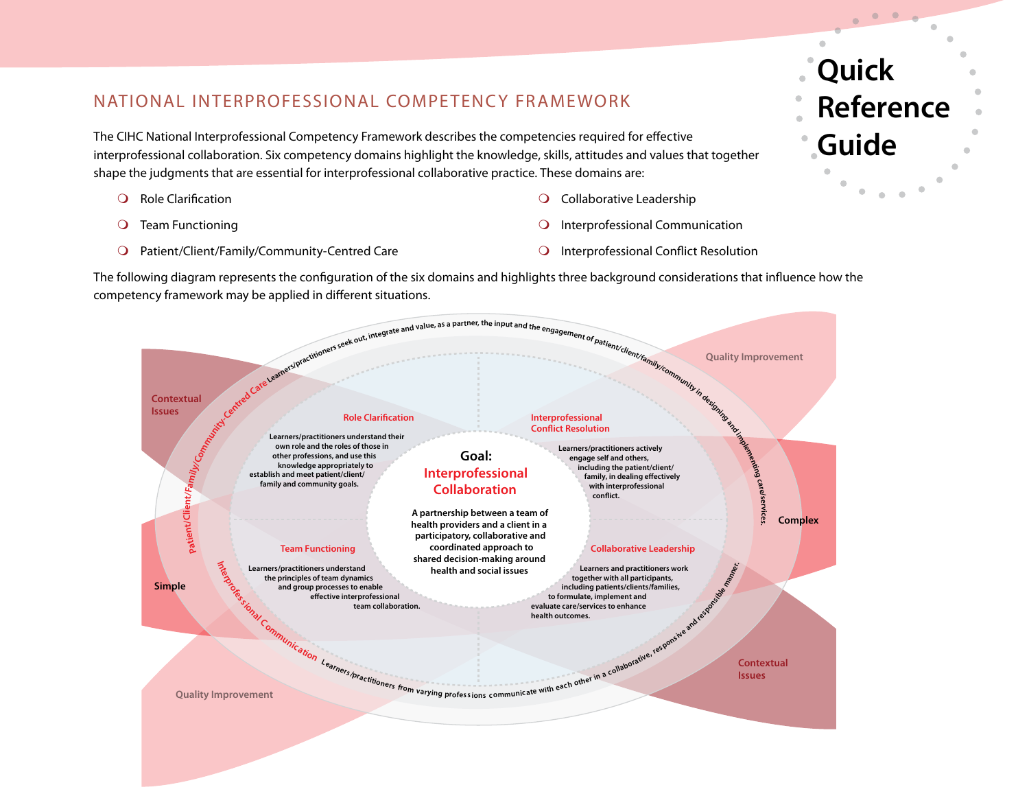# Quick Reference Guide

## NATIONAL INTERPROFESSIONAL COMPETENCY FRAMEWORK

The CIHC National Interprofessional Competency Framework describes the competencies required for effective interprofessional collaboration. Six competency domains highlight the knowledge, skills, attitudes and values that together shape the judgments that are essential for interprofessional collaborative practice. These domains are:

- Role Clarification
- Team Functioning
- Patient/Client/Family/Community-Centred Care
- Collaborative Leadership
- Interprofessional Communication
- Interprofessional Conflict Resolution

The following diagram represents the configuration of the six domains and highlights three background considerations that influence how the competency framework may be applied in different situations.

**Patient/Client/Family/Community-Centred Care** Learners/practitioners seek out, integrate and value, as a partner, the input and the engagement of patient/client/family/community in designing and implementing care/services.

**Role Clarification**

Learners/practitioners understand their own role and the roles of those in other professions, and use this knowledge appropriately to establish and meet patient/client/family and community goals.

**Interprofessional Conflict Resolution**

Learners/practitioners actively engage self and others, including the patient/client/family, in dealing effectively with interprofessional conflict.

**Goal: Interprofessional Collaboration**

A partnership between a team of health providers and a client in a participatory, collaborative and coordinated approach to shared decision-making around health and social issues

**Team Functioning**

Learners/practitioners understand the principles of team dynamics and group processes to enable effective interprofessional team collaboration.

**Collaborative Leadership**

Learners and practitioners work together with all participants, including patients/clients/families, to formulate, implement and evaluate care/services to enhance health outcomes.

**Interprofessional Communication** Learners/practitioners from varying professions communicate with each other in a collaborative, responsive and responsible manner.

Contextual Issues

Quality Improvement

Simple

Complex

Quality Improvement

Contextual Issues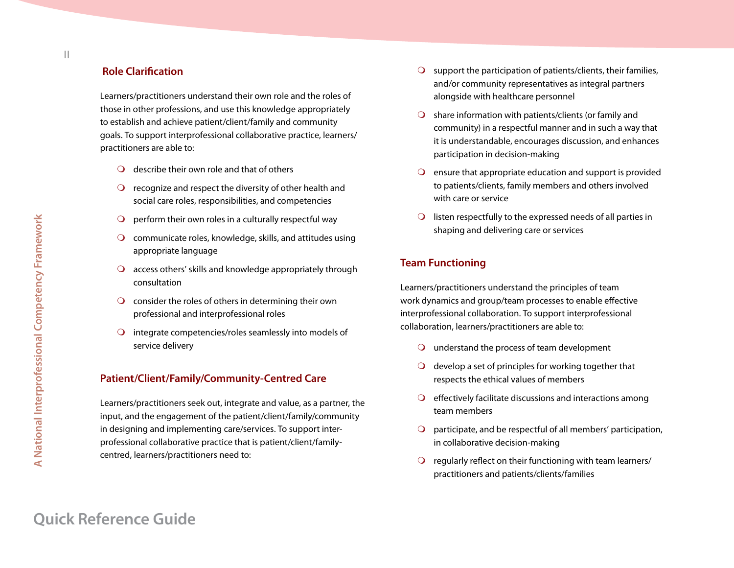## Role Clarification

Learners/practitioners understand their own role and the roles of those in other professions, and use this knowledge appropriately to establish and achieve patient/client/family and community goals. To support interprofessional collaborative practice, learners/practitioners are able to:

- describe their own role and that of others
- recognize and respect the diversity of other health and social care roles, responsibilities, and competencies
- perform their own roles in a culturally respectful way
- communicate roles, knowledge, skills, and attitudes using appropriate language
- access others' skills and knowledge appropriately through consultation
- consider the roles of others in determining their own professional and interprofessional roles
- integrate competencies/roles seamlessly into models of service delivery

## Patient/Client/Family/Community-Centred Care

Learners/practitioners seek out, integrate and value, as a partner, the input, and the engagement of the patient/client/family/community in designing and implementing care/services. To support inter-professional collaborative practice that is patient/client/family-centred, learners/practitioners need to:

- support the participation of patients/clients, their families, and/or community representatives as integral partners alongside with healthcare personnel
- share information with patients/clients (or family and community) in a respectful manner and in such a way that it is understandable, encourages discussion, and enhances participation in decision-making
- ensure that appropriate education and support is provided to patients/clients, family members and others involved with care or service
- listen respectfully to the expressed needs of all parties in shaping and delivering care or services

## Team Functioning

Learners/practitioners understand the principles of team work dynamics and group/team processes to enable effective interprofessional collaboration. To support interprofessional collaboration, learners/practitioners are able to:

- understand the process of team development
- develop a set of principles for working together that respects the ethical values of members
- effectively facilitate discussions and interactions among team members
- participate, and be respectful of all members' participation, in collaborative decision-making
- regularly reflect on their functioning with team learners/practitioners and patients/clients/families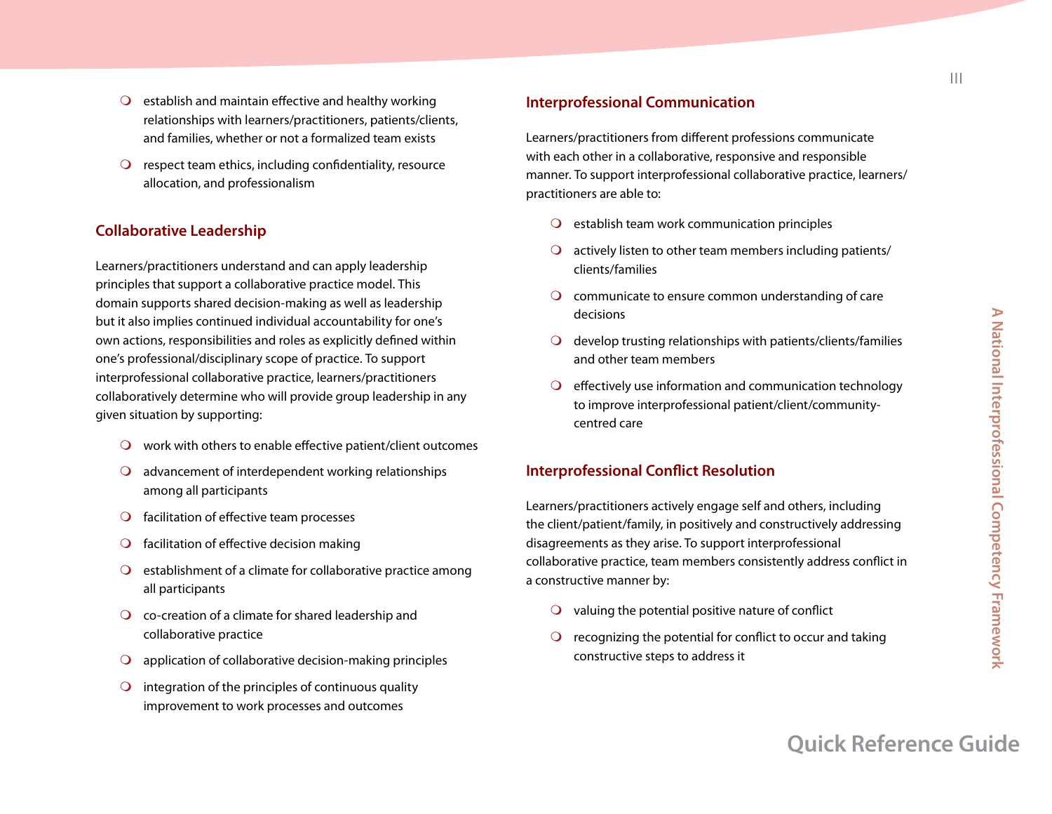- establish and maintain effective and healthy working relationships with learners/practitioners, patients/clients, and families, whether or not a formalized team exists
- respect team ethics, including confidentiality, resource allocation, and professionalism

## Collaborative Leadership

Learners/practitioners understand and can apply leadership principles that support a collaborative practice model. This domain supports shared decision-making as well as leadership but it also implies continued individual accountability for one's own actions, responsibilities and roles as explicitly defined within one's professional/disciplinary scope of practice. To support interprofessional collaborative practice, learners/practitioners collaboratively determine who will provide group leadership in any given situation by supporting:

- work with others to enable effective patient/client outcomes
- advancement of interdependent working relationships among all participants
- facilitation of effective team processes
- facilitation of effective decision making
- establishment of a climate for collaborative practice among all participants
- co-creation of a climate for shared leadership and collaborative practice
- application of collaborative decision-making principles
- integration of the principles of continuous quality improvement to work processes and outcomes

## Interprofessional Communication

Learners/practitioners from different professions communicate with each other in a collaborative, responsive and responsible manner. To support interprofessional collaborative practice, learners/practitioners are able to:

- establish team work communication principles
- actively listen to other team members including patients/clients/families
- communicate to ensure common understanding of care decisions
- develop trusting relationships with patients/clients/families and other team members
- effectively use information and communication technology to improve interprofessional patient/client/community-centred care

## Interprofessional Conflict Resolution

Learners/practitioners actively engage self and others, including the client/patient/family, in positively and constructively addressing disagreements as they arise. To support interprofessional collaborative practice, team members consistently address conflict in a constructive manner by:

- valuing the potential positive nature of conflict
- recognizing the potential for conflict to occur and taking constructive steps to address it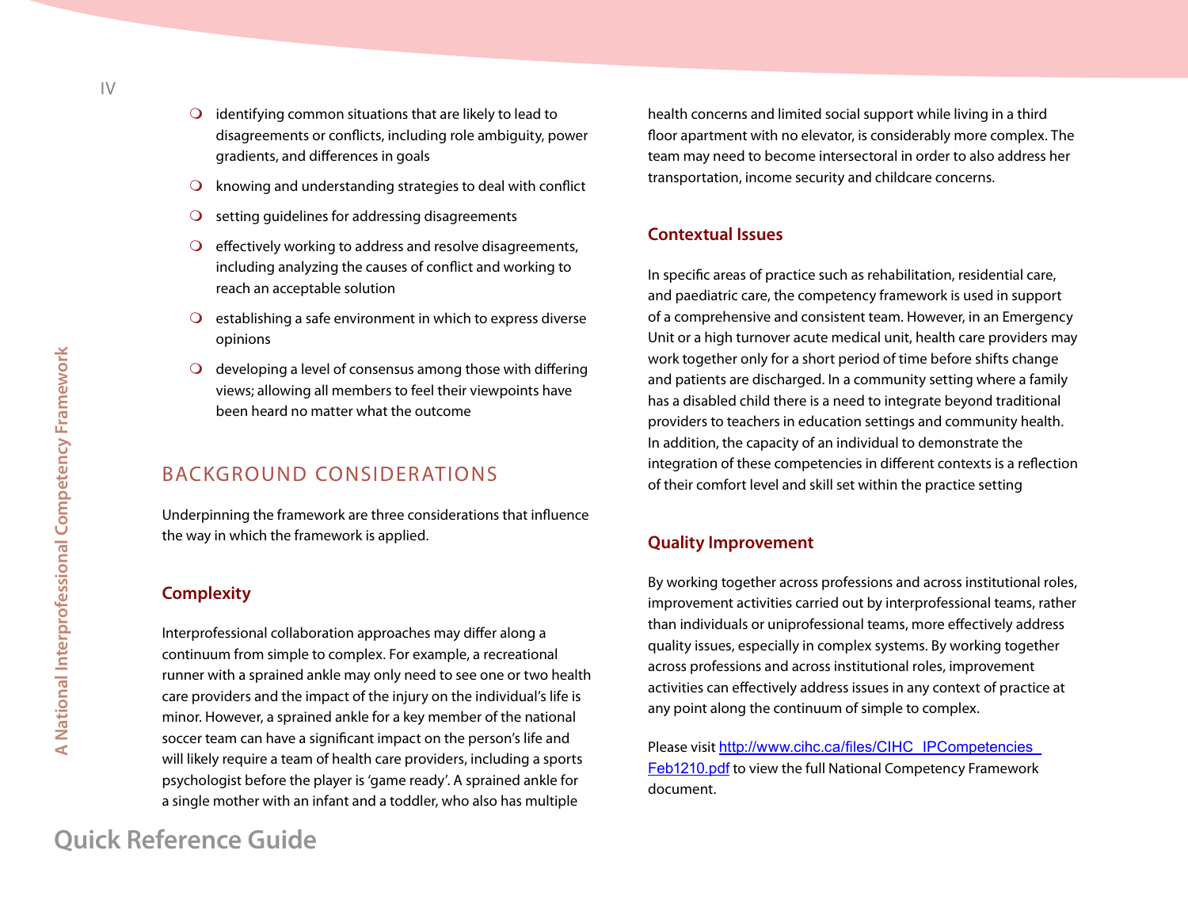- identifying common situations that are likely to lead to disagreements or conflicts, including role ambiguity, power gradients, and differences in goals
- knowing and understanding strategies to deal with conflict
- setting guidelines for addressing disagreements
- effectively working to address and resolve disagreements, including analyzing the causes of conflict and working to reach an acceptable solution
- establishing a safe environment in which to express diverse opinions
- developing a level of consensus among those with differing views; allowing all members to feel their viewpoints have been heard no matter what the outcome

## BACKGROUND CONSIDERATIONS

Underpinning the framework are three considerations that influence the way in which the framework is applied.

### Complexity

Interprofessional collaboration approaches may differ along a continuum from simple to complex. For example, a recreational runner with a sprained ankle may only need to see one or two health care providers and the impact of the injury on the individual's life is minor. However, a sprained ankle for a key member of the national soccer team can have a significant impact on the person's life and will likely require a team of health care providers, including a sports psychologist before the player is 'game ready'. A sprained ankle for a single mother with an infant and a toddler, who also has multiple health concerns and limited social support while living in a third floor apartment with no elevator, is considerably more complex. The team may need to become intersectoral in order to also address her transportation, income security and childcare concerns.

### Contextual Issues

In specific areas of practice such as rehabilitation, residential care, and paediatric care, the competency framework is used in support of a comprehensive and consistent team. However, in an Emergency Unit or a high turnover acute medical unit, health care providers may work together only for a short period of time before shifts change and patients are discharged. In a community setting where a family has a disabled child there is a need to integrate beyond traditional providers to teachers in education settings and community health. In addition, the capacity of an individual to demonstrate the integration of these competencies in different contexts is a reflection of their comfort level and skill set within the practice setting

### Quality Improvement

By working together across professions and across institutional roles, improvement activities carried out by interprofessional teams, rather than individuals or uniprofessional teams, more effectively address quality issues, especially in complex systems. By working together across professions and across institutional roles, improvement activities can effectively address issues in any context of practice at any point along the continuum of simple to complex.

Please visit http://www.cihc.ca/files/CIHC_IPCompetencies_Feb1210.pdf to view the full National Competency Framework document.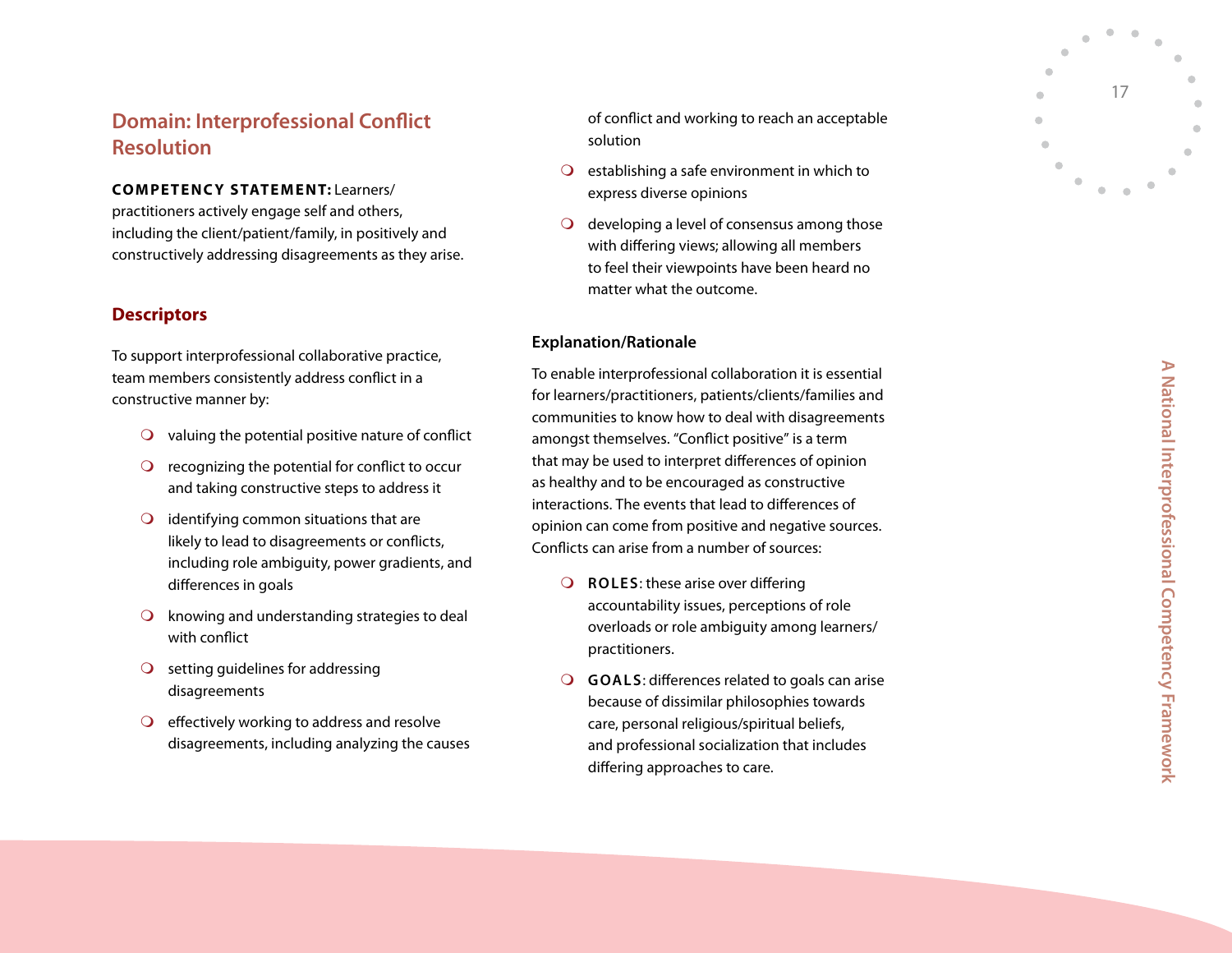## Domain: Interprofessional Conflict Resolution

**COMPETENCY STATEMENT:** Learners/practitioners actively engage self and others, including the client/patient/family, in positively and constructively addressing disagreements as they arise.

### Descriptors

To support interprofessional collaborative practice, team members consistently address conflict in a constructive manner by:

- valuing the potential positive nature of conflict
- recognizing the potential for conflict to occur and taking constructive steps to address it
- identifying common situations that are likely to lead to disagreements or conflicts, including role ambiguity, power gradients, and differences in goals
- knowing and understanding strategies to deal with conflict
- setting guidelines for addressing disagreements
- effectively working to address and resolve disagreements, including analyzing the causes of conflict and working to reach an acceptable solution
- establishing a safe environment in which to express diverse opinions
- developing a level of consensus among those with differing views; allowing all members to feel their viewpoints have been heard no matter what the outcome.

### Explanation/Rationale

To enable interprofessional collaboration it is essential for learners/practitioners, patients/clients/families and communities to know how to deal with disagreements amongst themselves. "Conflict positive" is a term that may be used to interpret differences of opinion as healthy and to be encouraged as constructive interactions. The events that lead to differences of opinion can come from positive and negative sources. Conflicts can arise from a number of sources:

- **ROLES**: these arise over differing accountability issues, perceptions of role overloads or role ambiguity among learners/practitioners.
- **GOALS**: differences related to goals can arise because of dissimilar philosophies towards care, personal religious/spiritual beliefs, and professional socialization that includes differing approaches to care.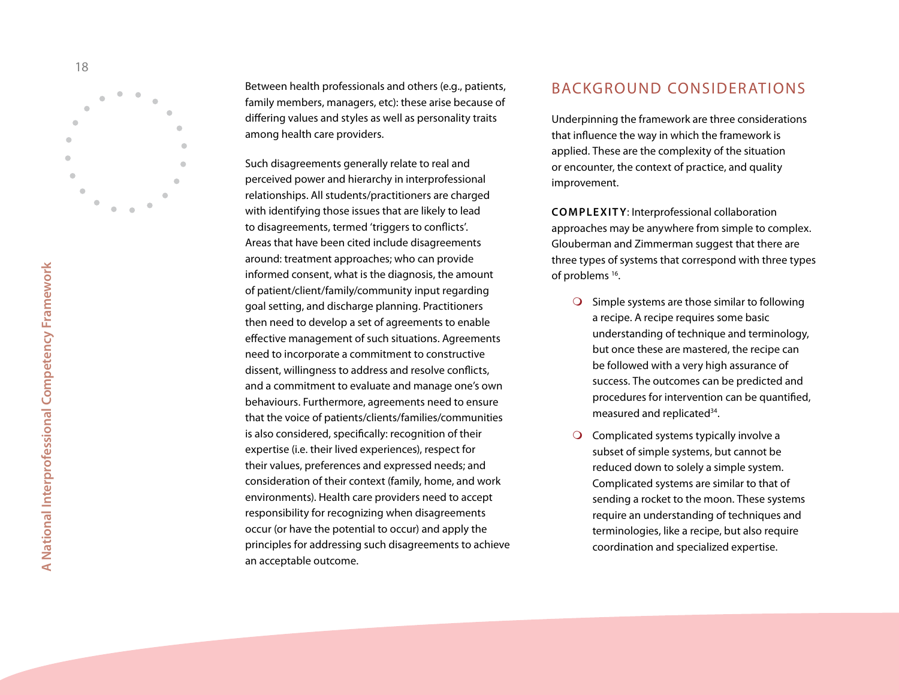Between health professionals and others (e.g., patients, family members, managers, etc): these arise because of differing values and styles as well as personality traits among health care providers.

Such disagreements generally relate to real and perceived power and hierarchy in interprofessional relationships. All students/practitioners are charged with identifying those issues that are likely to lead to disagreements, termed 'triggers to conflicts'. Areas that have been cited include disagreements around: treatment approaches; who can provide informed consent, what is the diagnosis, the amount of patient/client/family/community input regarding goal setting, and discharge planning. Practitioners then need to develop a set of agreements to enable effective management of such situations. Agreements need to incorporate a commitment to constructive dissent, willingness to address and resolve conflicts, and a commitment to evaluate and manage one's own behaviours. Furthermore, agreements need to ensure that the voice of patients/clients/families/communities is also considered, specifically: recognition of their expertise (i.e. their lived experiences), respect for their values, preferences and expressed needs; and consideration of their context (family, home, and work environments). Health care providers need to accept responsibility for recognizing when disagreements occur (or have the potential to occur) and apply the principles for addressing such disagreements to achieve an acceptable outcome.

## BACKGROUND CONSIDERATIONS

Underpinning the framework are three considerations that influence the way in which the framework is applied. These are the complexity of the situation or encounter, the context of practice, and quality improvement.

**COMPLEXITY**: Interprofessional collaboration approaches may be anywhere from simple to complex. Glouberman and Zimmerman suggest that there are three types of systems that correspond with three types of problems [16].

- Simple systems are those similar to following a recipe. A recipe requires some basic understanding of technique and terminology, but once these are mastered, the recipe can be followed with a very high assurance of success. The outcomes can be predicted and procedures for intervention can be quantified, measured and replicated[34].
- Complicated systems typically involve a subset of simple systems, but cannot be reduced down to solely a simple system. Complicated systems are similar to that of sending a rocket to the moon. These systems require an understanding of techniques and terminologies, like a recipe, but also require coordination and specialized expertise.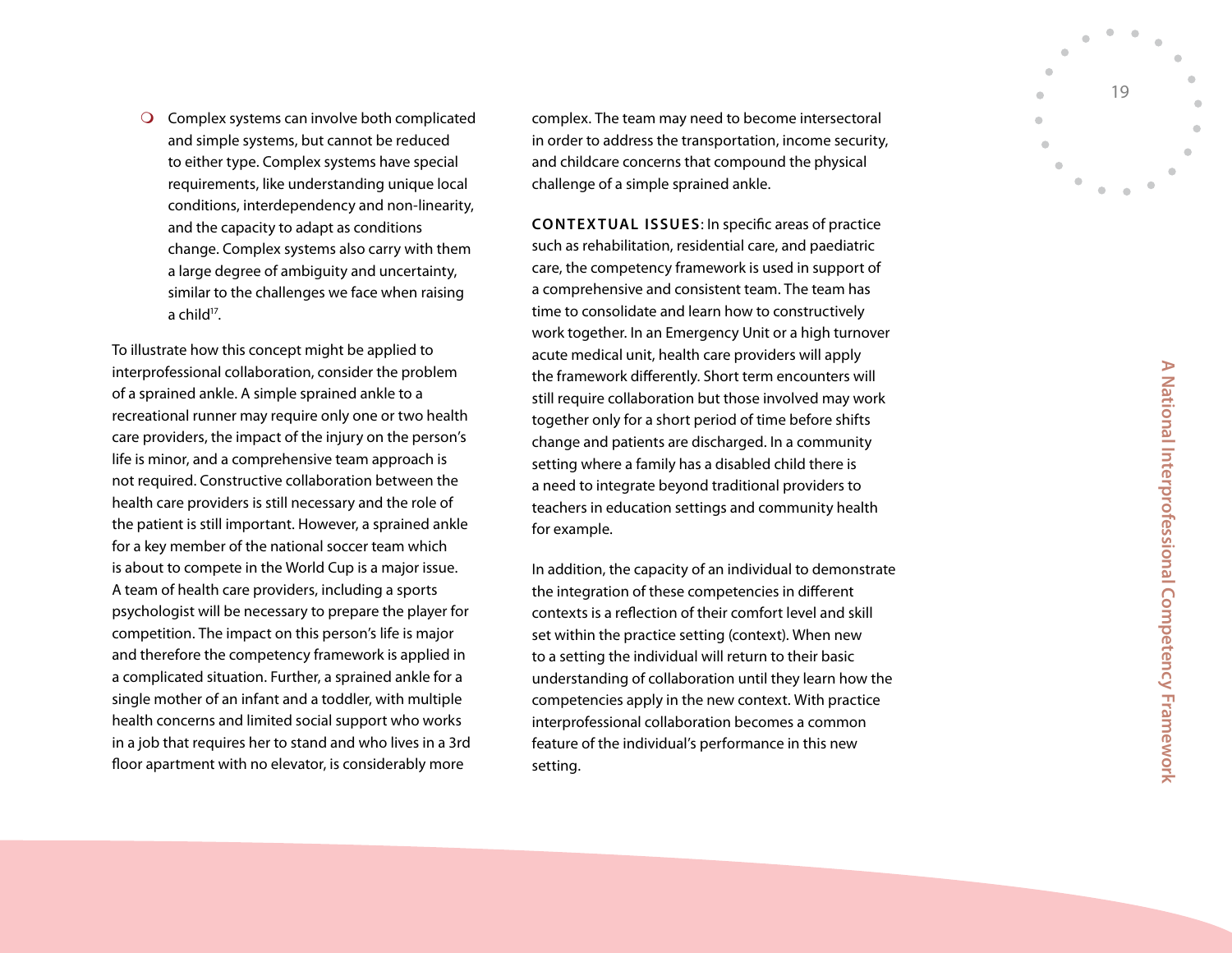- Complex systems can involve both complicated and simple systems, but cannot be reduced to either type. Complex systems have special requirements, like understanding unique local conditions, interdependency and non-linearity, and the capacity to adapt as conditions change. Complex systems also carry with them a large degree of ambiguity and uncertainty, similar to the challenges we face when raising a child[17].

To illustrate how this concept might be applied to interprofessional collaboration, consider the problem of a sprained ankle. A simple sprained ankle to a recreational runner may require only one or two health care providers, the impact of the injury on the person's life is minor, and a comprehensive team approach is not required. Constructive collaboration between the health care providers is still necessary and the role of the patient is still important. However, a sprained ankle for a key member of the national soccer team which is about to compete in the World Cup is a major issue. A team of health care providers, including a sports psychologist will be necessary to prepare the player for competition. The impact on this person's life is major and therefore the competency framework is applied in a complicated situation. Further, a sprained ankle for a single mother of an infant and a toddler, with multiple health concerns and limited social support who works in a job that requires her to stand and who lives in a 3rd floor apartment with no elevator, is considerably more complex. The team may need to become intersectoral in order to address the transportation, income security, and childcare concerns that compound the physical challenge of a simple sprained ankle.

**CONTEXTUAL ISSUES**: In specific areas of practice such as rehabilitation, residential care, and paediatric care, the competency framework is used in support of a comprehensive and consistent team. The team has time to consolidate and learn how to constructively work together. In an Emergency Unit or a high turnover acute medical unit, health care providers will apply the framework differently. Short term encounters will still require collaboration but those involved may work together only for a short period of time before shifts change and patients are discharged. In a community setting where a family has a disabled child there is a need to integrate beyond traditional providers to teachers in education settings and community health for example.

In addition, the capacity of an individual to demonstrate the integration of these competencies in different contexts is a reflection of their comfort level and skill set within the practice setting (context). When new to a setting the individual will return to their basic understanding of collaboration until they learn how the competencies apply in the new context. With practice interprofessional collaboration becomes a common feature of the individual's performance in this new setting.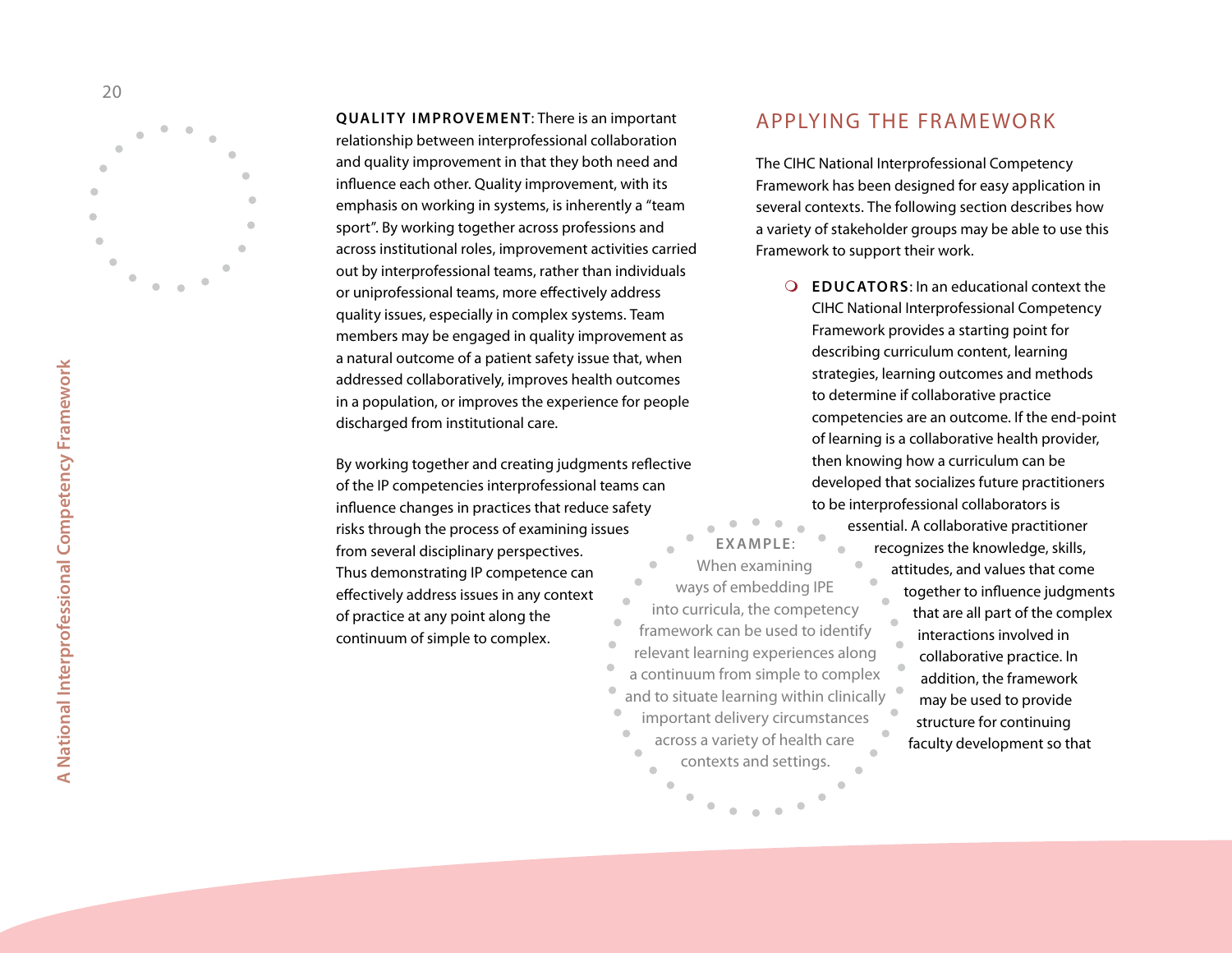**QUALITY IMPROVEMENT**: There is an important relationship between interprofessional collaboration and quality improvement in that they both need and influence each other. Quality improvement, with its emphasis on working in systems, is inherently a "team sport". By working together across professions and across institutional roles, improvement activities carried out by interprofessional teams, rather than individuals or uniprofessional teams, more effectively address quality issues, especially in complex systems. Team members may be engaged in quality improvement as a natural outcome of a patient safety issue that, when addressed collaboratively, improves health outcomes in a population, or improves the experience for people discharged from institutional care.

By working together and creating judgments reflective of the IP competencies interprofessional teams can influence changes in practices that reduce safety risks through the process of examining issues from several disciplinary perspectives. Thus demonstrating IP competence can effectively address issues in any context of practice at any point along the continuum of simple to complex.

## APPLYING THE FRAMEWORK

The CIHC National Interprofessional Competency Framework has been designed for easy application in several contexts. The following section describes how a variety of stakeholder groups may be able to use this Framework to support their work.

- **EDUCATORS**: In an educational context the CIHC National Interprofessional Competency Framework provides a starting point for describing curriculum content, learning strategies, learning outcomes and methods to determine if collaborative practice competencies are an outcome. If the end-point of learning is a collaborative health provider, then knowing how a curriculum can be developed that socializes future practitioners to be interprofessional collaborators is essential. A collaborative practitioner recognizes the knowledge, skills, attitudes, and values that come together to influence judgments that are all part of the complex interactions involved in collaborative practice. In addition, the framework may be used to provide structure for continuing faculty development so that

**EXAMPLE:** When examining ways of embedding IPE into curricula, the competency framework can be used to identify relevant learning experiences along a continuum from simple to complex and to situate learning within clinically important delivery circumstances across a variety of health care contexts and settings.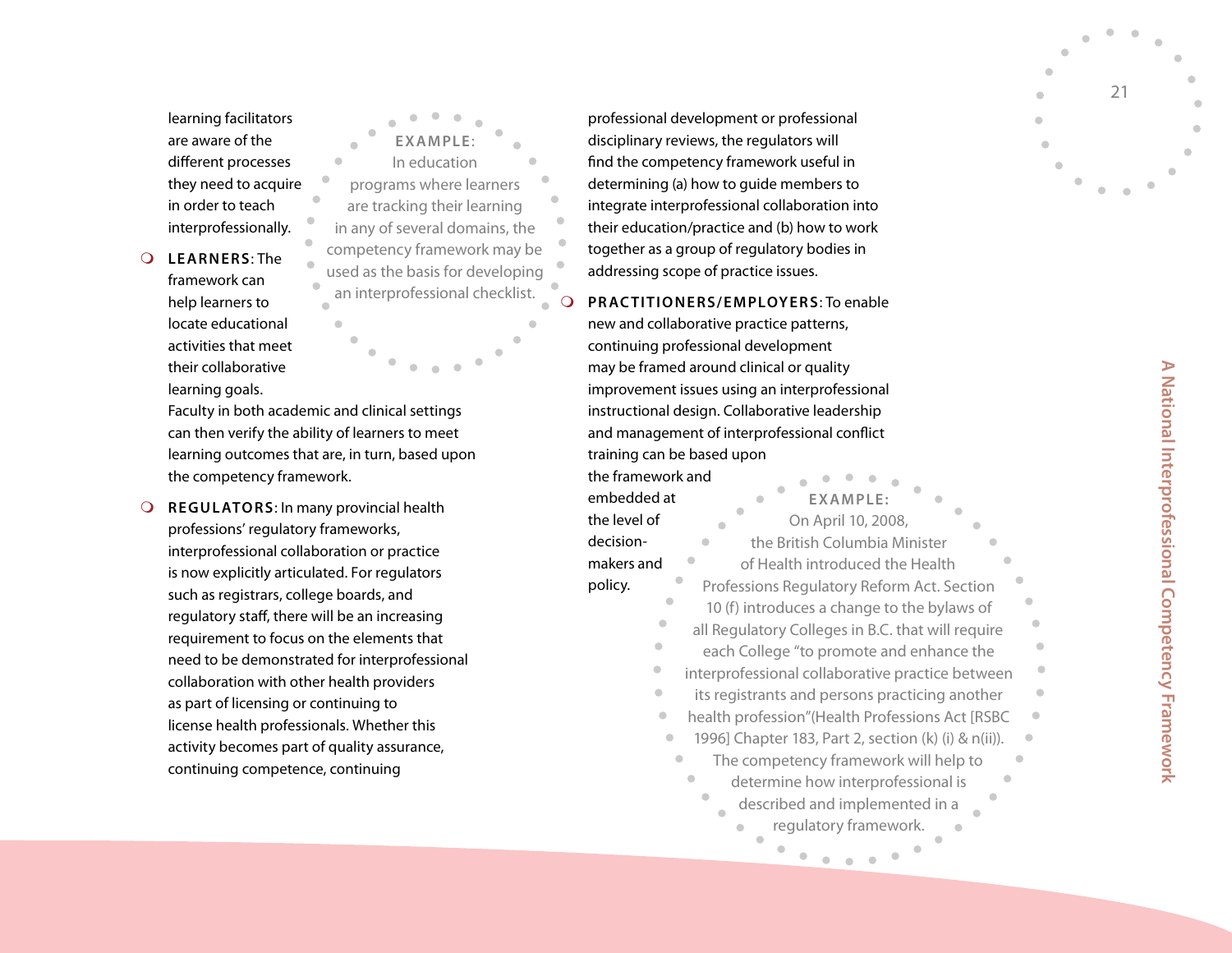learning facilitators are aware of the different processes they need to acquire in order to teach interprofessionally.

- **LEARNERS**: The framework can help learners to locate educational activities that meet their collaborative learning goals. Faculty in both academic and clinical settings can then verify the ability of learners to meet learning outcomes that are, in turn, based upon the competency framework.

**EXAMPLE:** In education programs where learners are tracking their learning in any of several domains, the competency framework may be used as the basis for developing an interprofessional checklist.

- **REGULATORS**: In many provincial health professions' regulatory frameworks, interprofessional collaboration or practice is now explicitly articulated. For regulators such as registrars, college boards, and regulatory staff, there will be an increasing requirement to focus on the elements that need to be demonstrated for interprofessional collaboration with other health providers as part of licensing or continuing to license health professionals. Whether this activity becomes part of quality assurance, continuing competence, continuing professional development or professional disciplinary reviews, the regulators will find the competency framework useful in determining (a) how to guide members to integrate interprofessional collaboration into their education/practice and (b) how to work together as a group of regulatory bodies in addressing scope of practice issues.

- **PRACTITIONERS/EMPLOYERS**: To enable new and collaborative practice patterns, continuing professional development may be framed around clinical or quality improvement issues using an interprofessional instructional design. Collaborative leadership and management of interprofessional conflict training can be based upon the framework and embedded at the level of decision-makers and policy.

**EXAMPLE:** On April 10, 2008, the British Columbia Minister of Health introduced the Health Professions Regulatory Reform Act. Section 10 (f) introduces a change to the bylaws of all Regulatory Colleges in B.C. that will require each College "to promote and enhance the interprofessional collaborative practice between its registrants and persons practicing another health profession"(Health Professions Act [RSBC 1996] Chapter 183, Part 2, section (k) (i) & n(ii)). The competency framework will help to determine how interprofessional is described and implemented in a regulatory framework.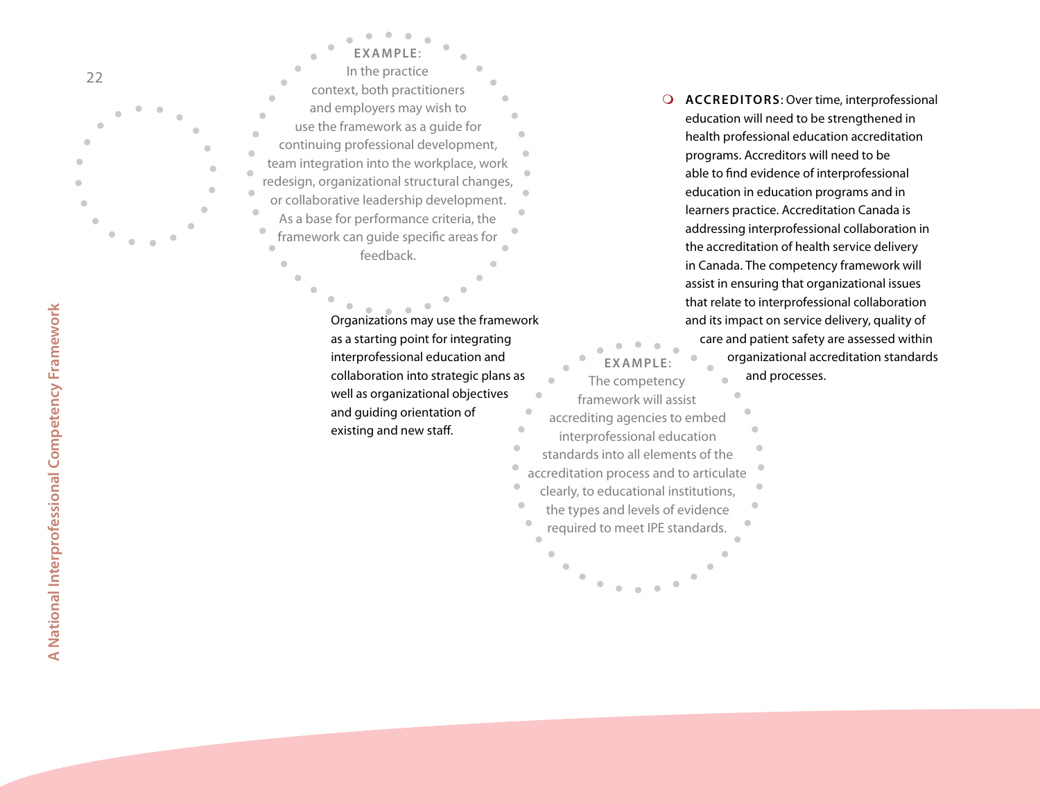**EXAMPLE:** In the practice context, both practitioners and employers may wish to use the framework as a guide for continuing professional development, team integration into the workplace, work redesign, organizational structural changes, or collaborative leadership development. As a base for performance criteria, the framework can guide specific areas for feedback.

Organizations may use the framework as a starting point for integrating interprofessional education and collaboration into strategic plans as well as organizational objectives and guiding orientation of existing and new staff.

- **ACCREDITORS**: Over time, interprofessional education will need to be strengthened in health professional education accreditation programs. Accreditors will need to be able to find evidence of interprofessional education in education programs and in learners practice. Accreditation Canada is addressing interprofessional collaboration in the accreditation of health service delivery in Canada. The competency framework will assist in ensuring that organizational issues that relate to interprofessional collaboration and its impact on service delivery, quality of care and patient safety are assessed within organizational accreditation standards and processes.

**EXAMPLE:** The competency framework will assist accrediting agencies to embed interprofessional education standards into all elements of the accreditation process and to articulate clearly, to educational institutions, the types and levels of evidence required to meet IPE standards.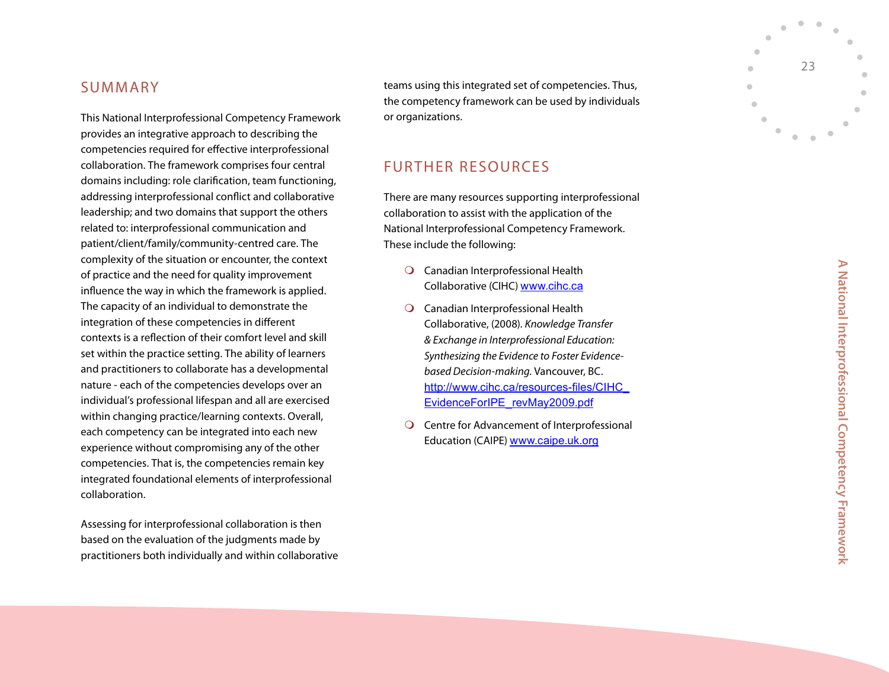## SUMMARY

This National Interprofessional Competency Framework provides an integrative approach to describing the competencies required for effective interprofessional collaboration. The framework comprises four central domains including: role clarification, team functioning, addressing interprofessional conflict and collaborative leadership; and two domains that support the others related to: interprofessional communication and patient/client/family/community-centred care. The complexity of the situation or encounter, the context of practice and the need for quality improvement influence the way in which the framework is applied. The capacity of an individual to demonstrate the integration of these competencies in different contexts is a reflection of their comfort level and skill set within the practice setting. The ability of learners and practitioners to collaborate has a developmental nature - each of the competencies develops over an individual's professional lifespan and all are exercised within changing practice/learning contexts. Overall, each competency can be integrated into each new experience without compromising any of the other competencies. That is, the competencies remain key integrated foundational elements of interprofessional collaboration.

Assessing for interprofessional collaboration is then based on the evaluation of the judgments made by practitioners both individually and within collaborative teams using this integrated set of competencies. Thus, the competency framework can be used by individuals or organizations.

## FURTHER RESOURCES

There are many resources supporting interprofessional collaboration to assist with the application of the National Interprofessional Competency Framework. These include the following:

- Canadian Interprofessional Health Collaborative (CIHC) www.cihc.ca
- Canadian Interprofessional Health Collaborative, (2008). *Knowledge Transfer & Exchange in Interprofessional Education: Synthesizing the Evidence to Foster Evidence-based Decision-making.* Vancouver, BC. http://www.cihc.ca/resources-files/CIHC_EvidenceForIPE_revMay2009.pdf
- Centre for Advancement of Interprofessional Education (CAIPE) www.caipe.uk.org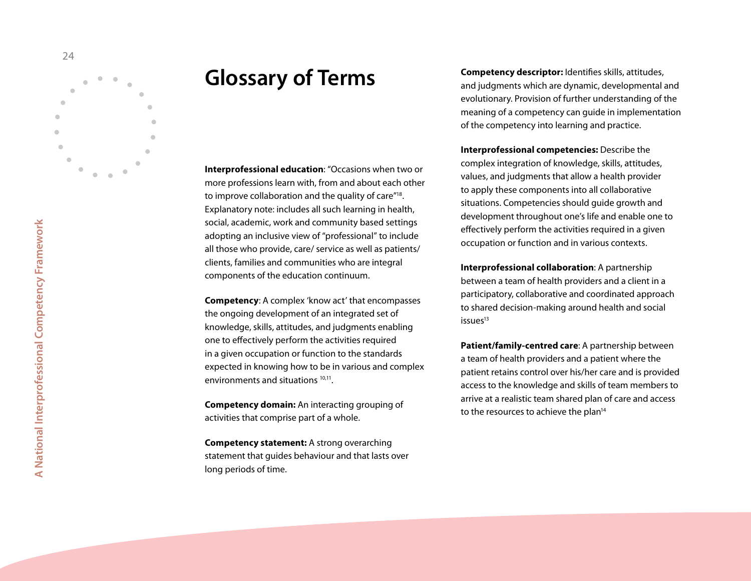# Glossary of Terms

**Interprofessional education**: "Occasions when two or more professions learn with, from and about each other to improve collaboration and the quality of care"[18]. Explanatory note: includes all such learning in health, social, academic, work and community based settings adopting an inclusive view of "professional" to include all those who provide, care/ service as well as patients/ clients, families and communities who are integral components of the education continuum.

**Competency**: A complex 'know act' that encompasses the ongoing development of an integrated set of knowledge, skills, attitudes, and judgments enabling one to effectively perform the activities required in a given occupation or function to the standards expected in knowing how to be in various and complex environments and situations [10,11].

**Competency domain:** An interacting grouping of activities that comprise part of a whole.

**Competency statement:** A strong overarching statement that guides behaviour and that lasts over long periods of time.

**Competency descriptor:** Identifies skills, attitudes, and judgments which are dynamic, developmental and evolutionary. Provision of further understanding of the meaning of a competency can guide in implementation of the competency into learning and practice.

**Interprofessional competencies:** Describe the complex integration of knowledge, skills, attitudes, values, and judgments that allow a health provider to apply these components into all collaborative situations. Competencies should guide growth and development throughout one's life and enable one to effectively perform the activities required in a given occupation or function and in various contexts.

**Interprofessional collaboration**: A partnership between a team of health providers and a client in a participatory, collaborative and coordinated approach to shared decision-making around health and social issues[13]

**Patient/family-centred care**: A partnership between a team of health providers and a patient where the patient retains control over his/her care and is provided access to the knowledge and skills of team members to arrive at a realistic team shared plan of care and access to the resources to achieve the plan[14]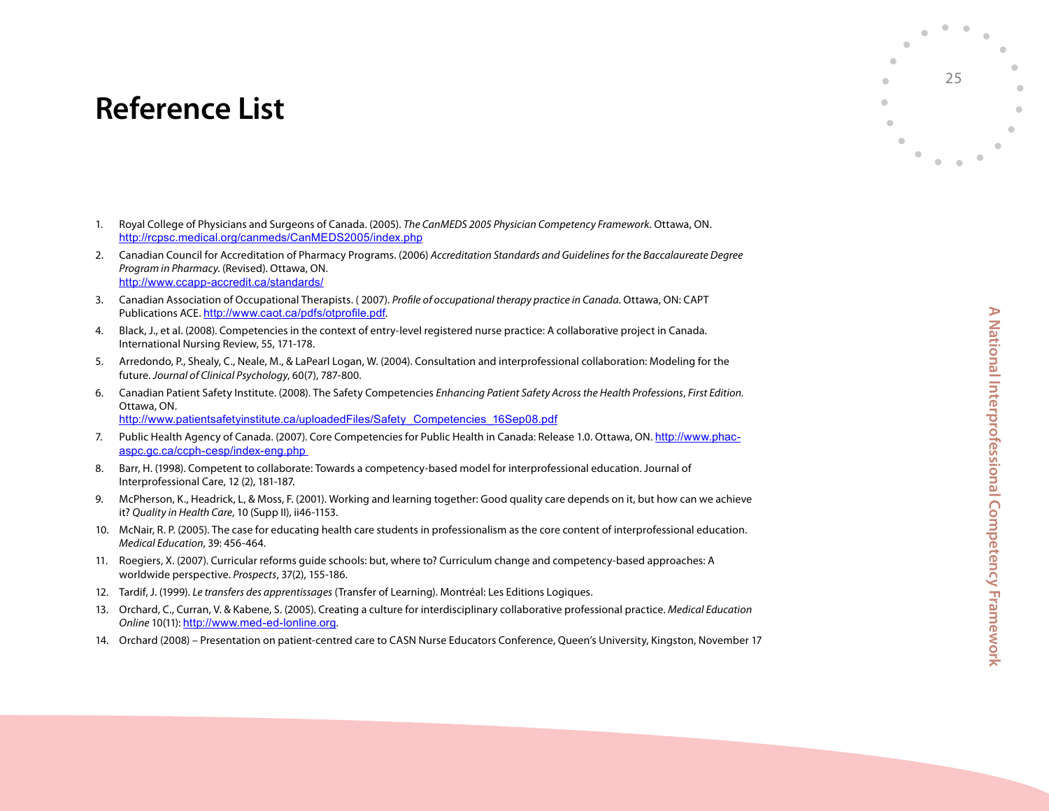# Reference List

1. Royal College of Physicians and Surgeons of Canada. (2005). *The CanMEDS 2005 Physician Competency Framework*. Ottawa, ON. http://rcpsc.medical.org/canmeds/CanMEDS2005/index.php
2. Canadian Council for Accreditation of Pharmacy Programs. (2006) *Accreditation Standards and Guidelines for the Baccalaureate Degree Program in Pharmacy*. (Revised). Ottawa, ON. http://www.ccapp-accredit.ca/standards/
3. Canadian Association of Occupational Therapists. ( 2007). *Profile of occupational therapy practice in Canada*. Ottawa, ON: CAPT Publications ACE. http://www.caot.ca/pdfs/otprofile.pdf.
4. Black, J., et al. (2008). Competencies in the context of entry-level registered nurse practice: A collaborative project in Canada. International Nursing Review, 55, 171-178.
5. Arredondo, P., Shealy, C., Neale, M., & LaPearl Logan, W. (2004). Consultation and interprofessional collaboration: Modeling for the future. *Journal of Clinical Psychology*, 60(7), 787-800.
6. Canadian Patient Safety Institute. (2008). The Safety Competencies *Enhancing Patient Safety Across the Health Professions*, *First Edition*. Ottawa, ON. http://www.patientsafetyinstitute.ca/uploadedFiles/Safety_Competencies_16Sep08.pdf
7. Public Health Agency of Canada. (2007). Core Competencies for Public Health in Canada: Release 1.0. Ottawa, ON. http://www.phac-aspc.gc.ca/ccph-cesp/index-eng.php
8. Barr, H. (1998). Competent to collaborate: Towards a competency-based model for interprofessional education. Journal of Interprofessional Care, 12 (2), 181-187.
9. McPherson, K., Headrick, L, & Moss, F. (2001). Working and learning together: Good quality care depends on it, but how can we achieve it? *Quality in Health Care*, 10 (Supp II), ii46-1153.
10. McNair, R. P. (2005). The case for educating health care students in professionalism as the core content of interprofessional education. *Medical Education*, 39: 456-464.
11. Roegiers, X. (2007). Curricular reforms guide schools: but, where to? Curriculum change and competency-based approaches: A worldwide perspective. *Prospects*, 37(2), 155-186.
12. Tardif, J. (1999). *Le transfers des apprentissages* (Transfer of Learning). Montréal: Les Editions Logiques.
13. Orchard, C., Curran, V. & Kabene, S. (2005). Creating a culture for interdisciplinary collaborative professional practice. *Medical Education Online* 10(11): http://www.med-ed-lonline.org.
14. Orchard (2008) – Presentation on patient-centred care to CASN Nurse Educators Conference, Queen's University, Kingston, November 17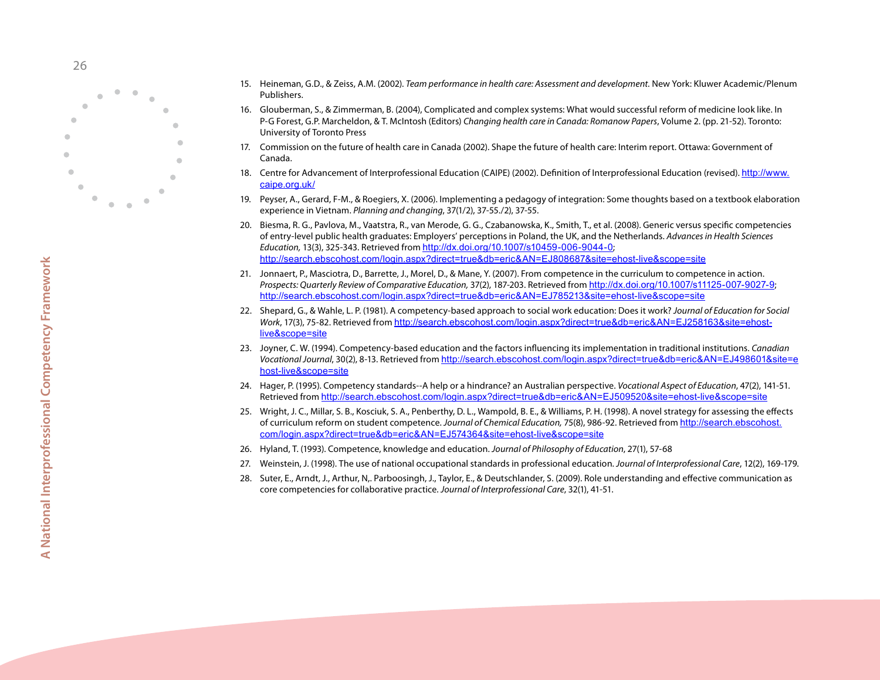15. Heineman, G.D., & Zeiss, A.M. (2002). *Team performance in health care: Assessment and development.* New York: Kluwer Academic/Plenum Publishers.
16. Glouberman, S., & Zimmerman, B. (2004), Complicated and complex systems: What would successful reform of medicine look like. In P-G Forest, G.P. Marcheldon, & T. McIntosh (Editors) *Changing health care in Canada: Romanow Papers*, Volume 2. (pp. 21-52). Toronto: University of Toronto Press
17. Commission on the future of health care in Canada (2002). Shape the future of health care: Interim report. Ottawa: Government of Canada.
18. Centre for Advancement of Interprofessional Education (CAIPE) (2002). Definition of Interprofessional Education (revised). http://www.caipe.org.uk/
19. Peyser, A., Gerard, F-M., & Roegiers, X. (2006). Implementing a pedagogy of integration: Some thoughts based on a textbook elaboration experience in Vietnam. *Planning and changing*, 37(1/2), 37-55./2), 37-55.
20. Biesma, R. G., Pavlova, M., Vaatstra, R., van Merode, G. G., Czabanowska, K., Smith, T., et al. (2008). Generic versus specific competencies of entry-level public health graduates: Employers' perceptions in Poland, the UK, and the Netherlands. *Advances in Health Sciences Education,* 13(3), 325-343. Retrieved from http://dx.doi.org/10.1007/s10459-006-9044-0; http://search.ebscohost.com/login.aspx?direct=true&db=eric&AN=EJ808687&site=ehost-live&scope=site
21. Jonnaert, P., Masciotra, D., Barrette, J., Morel, D., & Mane, Y. (2007). From competence in the curriculum to competence in action. *Prospects: Quarterly Review of Comparative Education,* 37(2), 187-203. Retrieved from http://dx.doi.org/10.1007/s11125-007-9027-9; http://search.ebscohost.com/login.aspx?direct=true&db=eric&AN=EJ785213&site=ehost-live&scope=site
22. Shepard, G., & Wahle, L. P. (1981). A competency-based approach to social work education: Does it work? *Journal of Education for Social Work*, 17(3), 75-82. Retrieved from http://search.ebscohost.com/login.aspx?direct=true&db=eric&AN=EJ258163&site=ehost-live&scope=site
23. Joyner, C. W. (1994). Competency-based education and the factors influencing its implementation in traditional institutions. *Canadian Vocational Journal*, 30(2), 8-13. Retrieved from http://search.ebscohost.com/login.aspx?direct=true&db=eric&AN=EJ498601&site=ehost-live&scope=site
24. Hager, P. (1995). Competency standards--A help or a hindrance? an Australian perspective. *Vocational Aspect of Education*, 47(2), 141-51. Retrieved from http://search.ebscohost.com/login.aspx?direct=true&db=eric&AN=EJ509520&site=ehost-live&scope=site
25. Wright, J. C., Millar, S. B., Kosciuk, S. A., Penberthy, D. L., Wampold, B. E., & Williams, P. H. (1998). A novel strategy for assessing the effects of curriculum reform on student competence. *Journal of Chemical Education,* 75(8), 986-92. Retrieved from http://search.ebscohost.com/login.aspx?direct=true&db=eric&AN=EJ574364&site=ehost-live&scope=site
26. Hyland, T. (1993). Competence, knowledge and education. *Journal of Philosophy of Education*, 27(1), 57-68
27. Weinstein, J. (1998). The use of national occupational standards in professional education. *Journal of Interprofessional Care*, 12(2), 169-179.
28. Suter, E., Arndt, J., Arthur, N,. Parboosingh, J., Taylor, E., & Deutschlander, S. (2009). Role understanding and effective communication as core competencies for collaborative practice. *Journal of Interprofessional Care*, 32(1), 41-51.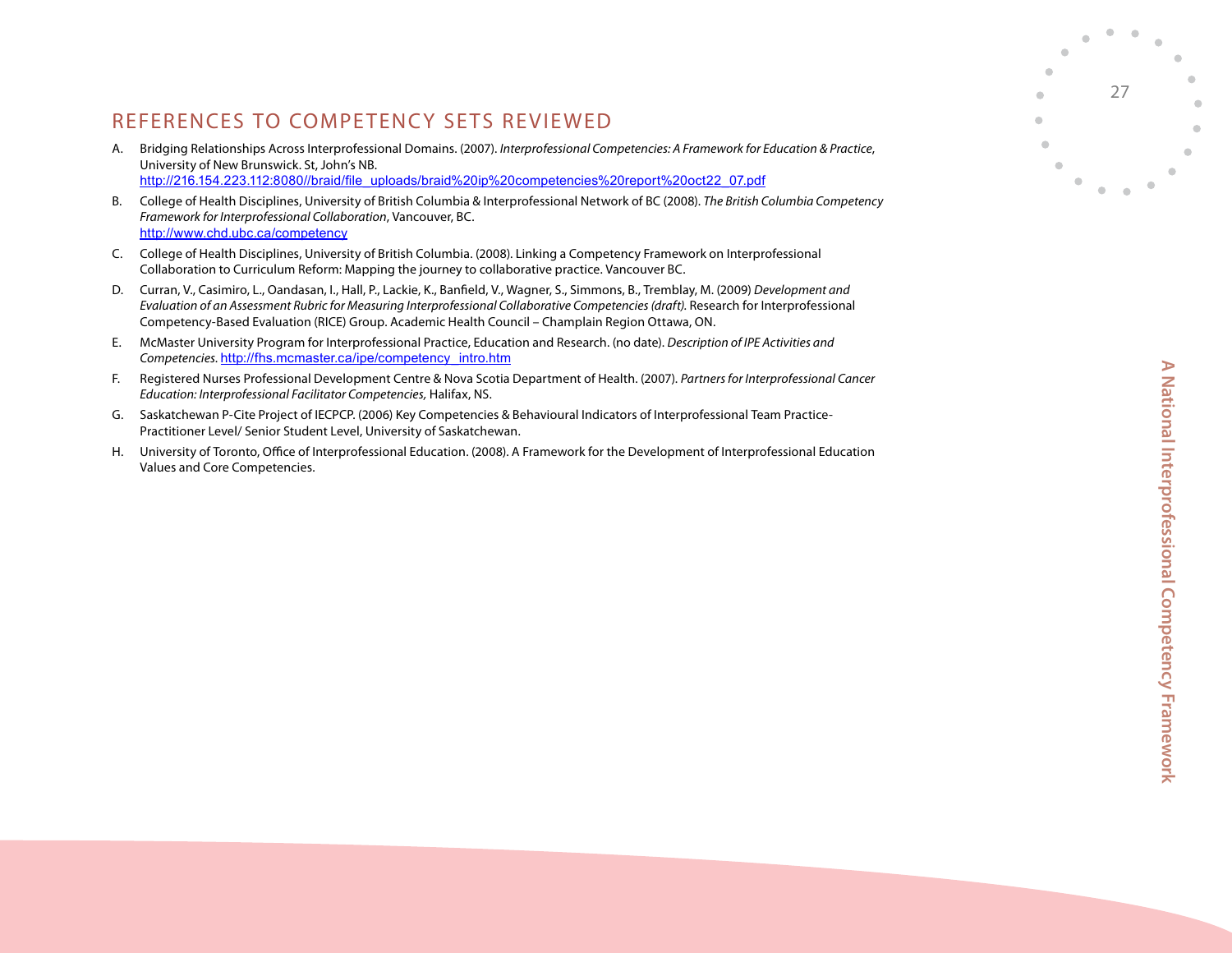## REFERENCES TO COMPETENCY SETS REVIEWED

A. Bridging Relationships Across Interprofessional Domains. (2007). *Interprofessional Competencies: A Framework for Education & Practice*, University of New Brunswick. St, John's NB. http://216.154.223.112:8080//braid/file_uploads/braid%20ip%20competencies%20report%20oct22_07.pdf

B. College of Health Disciplines, University of British Columbia & Interprofessional Network of BC (2008). *The British Columbia Competency Framework for Interprofessional Collaboration*, Vancouver, BC. http://www.chd.ubc.ca/competency

C. College of Health Disciplines, University of British Columbia. (2008). Linking a Competency Framework on Interprofessional Collaboration to Curriculum Reform: Mapping the journey to collaborative practice. Vancouver BC.

D. Curran, V., Casimiro, L., Oandasan, I., Hall, P., Lackie, K., Banfield, V., Wagner, S., Simmons, B., Tremblay, M. (2009) *Development and Evaluation of an Assessment Rubric for Measuring Interprofessional Collaborative Competencies (draft).* Research for Interprofessional Competency-Based Evaluation (RICE) Group. Academic Health Council – Champlain Region Ottawa, ON.

E. McMaster University Program for Interprofessional Practice, Education and Research. (no date). *Description of IPE Activities and Competencies.* http://fhs.mcmaster.ca/ipe/competency_intro.htm

F. Registered Nurses Professional Development Centre & Nova Scotia Department of Health. (2007). *Partners for Interprofessional Cancer Education: Interprofessional Facilitator Competencies,* Halifax, NS.

G. Saskatchewan P-Cite Project of IECPCP. (2006) Key Competencies & Behavioural Indicators of Interprofessional Team Practice-Practitioner Level/ Senior Student Level, University of Saskatchewan.

H. University of Toronto, Office of Interprofessional Education. (2008). A Framework for the Development of Interprofessional Education Values and Core Competencies.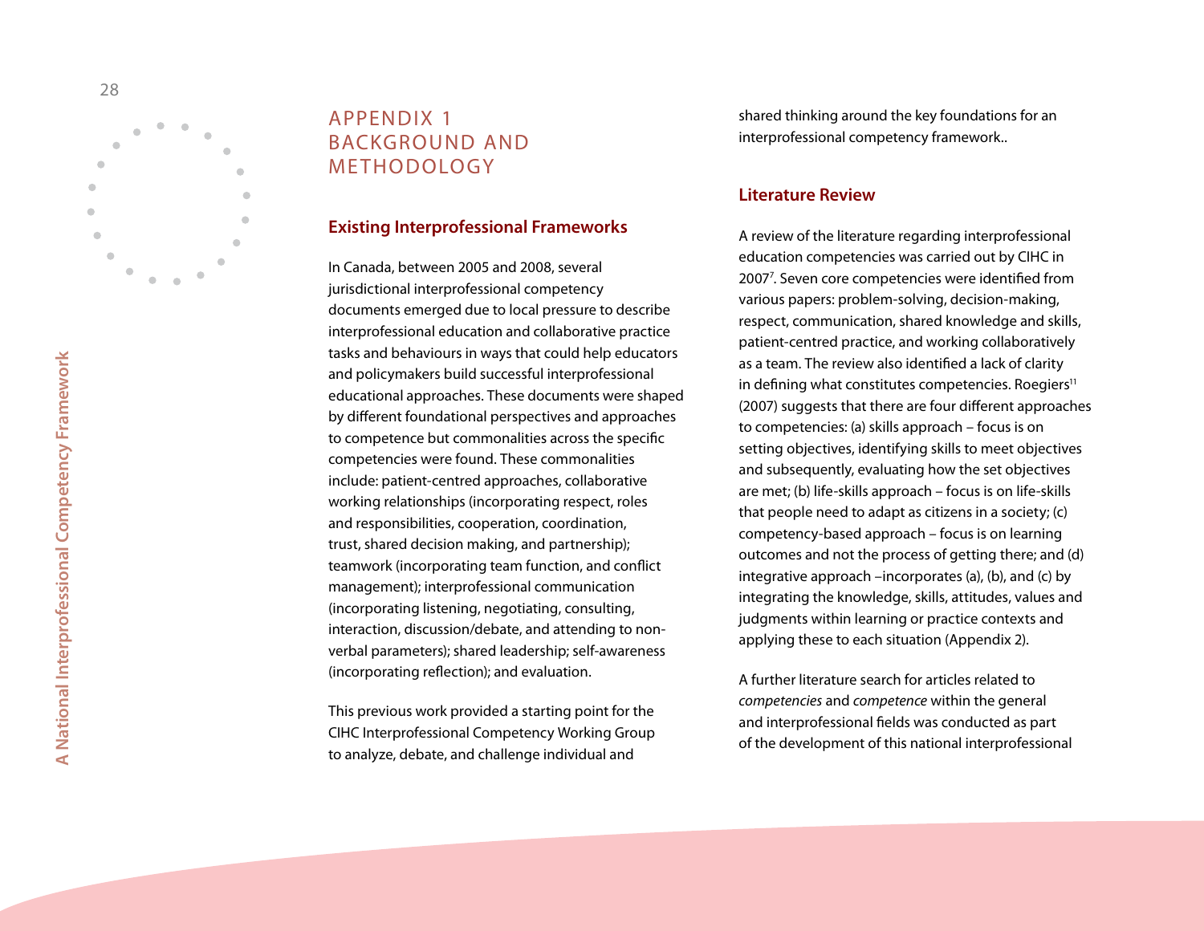# APPENDIX 1 BACKGROUND AND METHODOLOGY

## Existing Interprofessional Frameworks

In Canada, between 2005 and 2008, several jurisdictional interprofessional competency documents emerged due to local pressure to describe interprofessional education and collaborative practice tasks and behaviours in ways that could help educators and policymakers build successful interprofessional educational approaches. These documents were shaped by different foundational perspectives and approaches to competence but commonalities across the specific competencies were found. These commonalities include: patient-centred approaches, collaborative working relationships (incorporating respect, roles and responsibilities, cooperation, coordination, trust, shared decision making, and partnership); teamwork (incorporating team function, and conflict management); interprofessional communication (incorporating listening, negotiating, consulting, interaction, discussion/debate, and attending to non-verbal parameters); shared leadership; self-awareness (incorporating reflection); and evaluation.

This previous work provided a starting point for the CIHC Interprofessional Competency Working Group to analyze, debate, and challenge individual and shared thinking around the key foundations for an interprofessional competency framework..

## Literature Review

A review of the literature regarding interprofessional education competencies was carried out by CIHC in 2007[7]. Seven core competencies were identified from various papers: problem-solving, decision-making, respect, communication, shared knowledge and skills, patient-centred practice, and working collaboratively as a team. The review also identified a lack of clarity in defining what constitutes competencies. Roegiers[11] (2007) suggests that there are four different approaches to competencies: (a) skills approach – focus is on setting objectives, identifying skills to meet objectives and subsequently, evaluating how the set objectives are met; (b) life-skills approach – focus is on life-skills that people need to adapt as citizens in a society; (c) competency-based approach – focus is on learning outcomes and not the process of getting there; and (d) integrative approach –incorporates (a), (b), and (c) by integrating the knowledge, skills, attitudes, values and judgments within learning or practice contexts and applying these to each situation (Appendix 2).

A further literature search for articles related to *competencies* and *competence* within the general and interprofessional fields was conducted as part of the development of this national interprofessional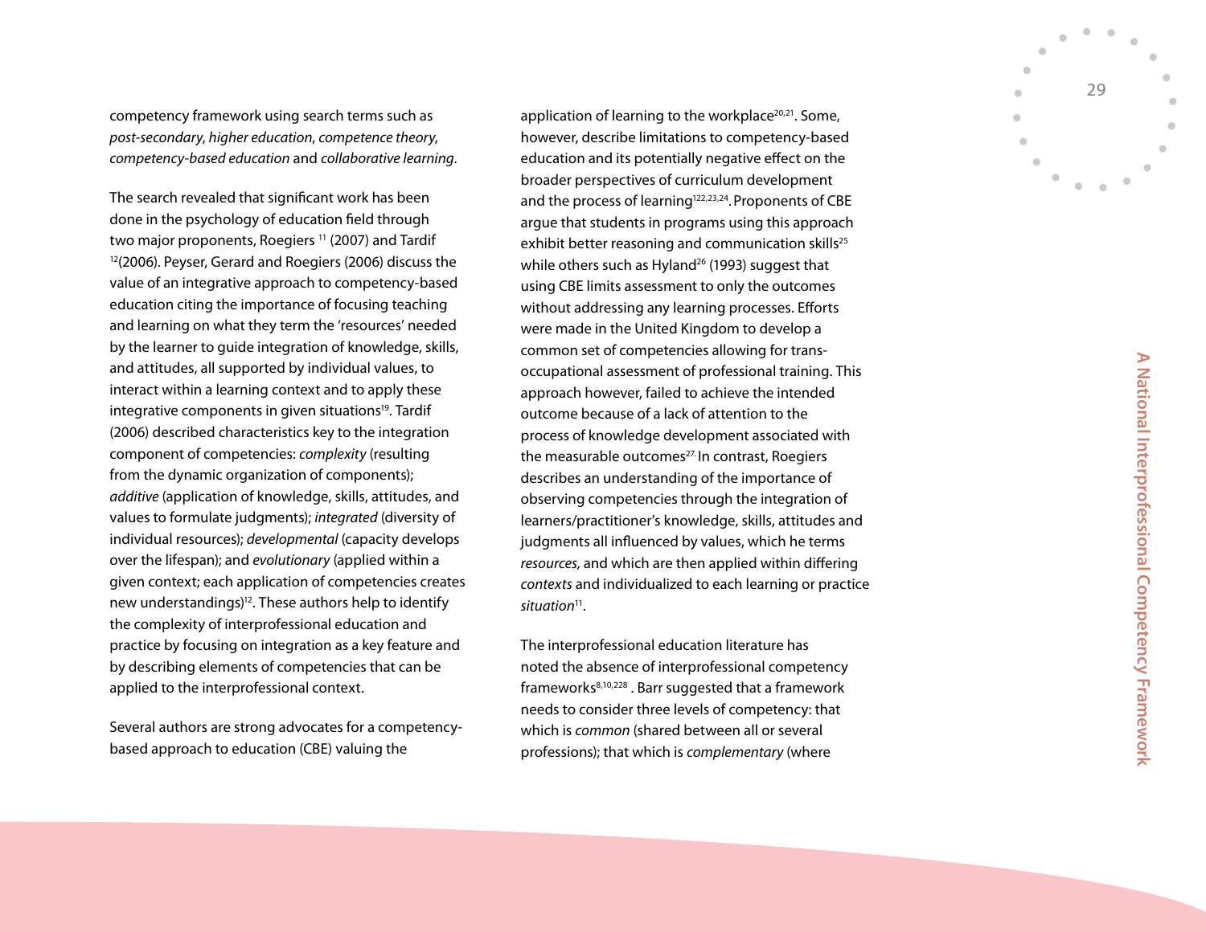competency framework using search terms such as *post-secondary*, *higher education*, *competence theory*, *competency-based education* and *collaborative learning*.

The search revealed that significant work has been done in the psychology of education field through two major proponents, Roegiers [11] (2007) and Tardif [12](2006). Peyser, Gerard and Roegiers (2006) discuss the value of an integrative approach to competency-based education citing the importance of focusing teaching and learning on what they term the 'resources' needed by the learner to guide integration of knowledge, skills, and attitudes, all supported by individual values, to interact within a learning context and to apply these integrative components in given situations[19]. Tardif (2006) described characteristics key to the integration component of competencies: *complexity* (resulting from the dynamic organization of components); *additive* (application of knowledge, skills, attitudes, and values to formulate judgments); *integrated* (diversity of individual resources); *developmental* (capacity develops over the lifespan); and *evolutionary* (applied within a given context; each application of competencies creates new understandings)[12]. These authors help to identify the complexity of interprofessional education and practice by focusing on integration as a key feature and by describing elements of competencies that can be applied to the interprofessional context.

Several authors are strong advocates for a competency-based approach to education (CBE) valuing the application of learning to the workplace[20,21]. Some, however, describe limitations to competency-based education and its potentially negative effect on the broader perspectives of curriculum development and the process of learning[122,23,24]. Proponents of CBE argue that students in programs using this approach exhibit better reasoning and communication skills[25] while others such as Hyland[26] (1993) suggest that using CBE limits assessment to only the outcomes without addressing any learning processes. Efforts were made in the United Kingdom to develop a common set of competencies allowing for trans-occupational assessment of professional training. This approach however, failed to achieve the intended outcome because of a lack of attention to the process of knowledge development associated with the measurable outcomes[27.] In contrast, Roegiers describes an understanding of the importance of observing competencies through the integration of learners/practitioner's knowledge, skills, attitudes and judgments all influenced by values, which he terms *resources,* and which are then applied within differing *contexts* and individualized to each learning or practice *situation*[11].

The interprofessional education literature has noted the absence of interprofessional competency frameworks[8,10,228] . Barr suggested that a framework needs to consider three levels of competency: that which is *common* (shared between all or several professions); that which is *complementary* (where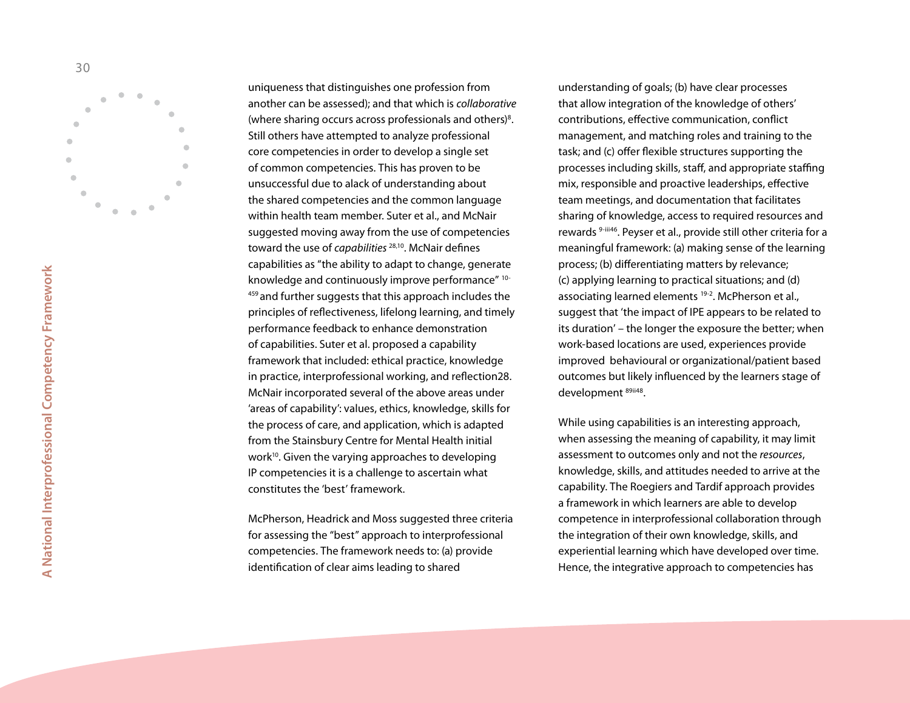uniqueness that distinguishes one profession from another can be assessed); and that which is *collaborative* (where sharing occurs across professionals and others)[8]. Still others have attempted to analyze professional core competencies in order to develop a single set of common competencies. This has proven to be unsuccessful due to alack of understanding about the shared competencies and the common language within health team member. Suter et al., and McNair suggested moving away from the use of competencies toward the use of *capabilities* [28,10]. McNair defines capabilities as "the ability to adapt to change, generate knowledge and continuously improve performance" [10-459] and further suggests that this approach includes the principles of reflectiveness, lifelong learning, and timely performance feedback to enhance demonstration of capabilities. Suter et al. proposed a capability framework that included: ethical practice, knowledge in practice, interprofessional working, and reflection28. McNair incorporated several of the above areas under 'areas of capability': values, ethics, knowledge, skills for the process of care, and application, which is adapted from the Stainsbury Centre for Mental Health initial work[10]. Given the varying approaches to developing IP competencies it is a challenge to ascertain what constitutes the 'best' framework.

McPherson, Headrick and Moss suggested three criteria for assessing the "best" approach to interprofessional competencies. The framework needs to: (a) provide identification of clear aims leading to shared understanding of goals; (b) have clear processes that allow integration of the knowledge of others' contributions, effective communication, conflict management, and matching roles and training to the task; and (c) offer flexible structures supporting the processes including skills, staff, and appropriate staffing mix, responsible and proactive leaderships, effective team meetings, and documentation that facilitates sharing of knowledge, access to required resources and rewards [9-iii46]. Peyser et al., provide still other criteria for a meaningful framework: (a) making sense of the learning process; (b) differentiating matters by relevance; (c) applying learning to practical situations; and (d) associating learned elements [19-2]. McPherson et al., suggest that 'the impact of IPE appears to be related to its duration' – the longer the exposure the better; when work-based locations are used, experiences provide improved behavioural or organizational/patient based outcomes but likely influenced by the learners stage of development [89ii48].

While using capabilities is an interesting approach, when assessing the meaning of capability, it may limit assessment to outcomes only and not the *resources*, knowledge, skills, and attitudes needed to arrive at the capability. The Roegiers and Tardif approach provides a framework in which learners are able to develop competence in interprofessional collaboration through the integration of their own knowledge, skills, and experiential learning which have developed over time. Hence, the integrative approach to competencies has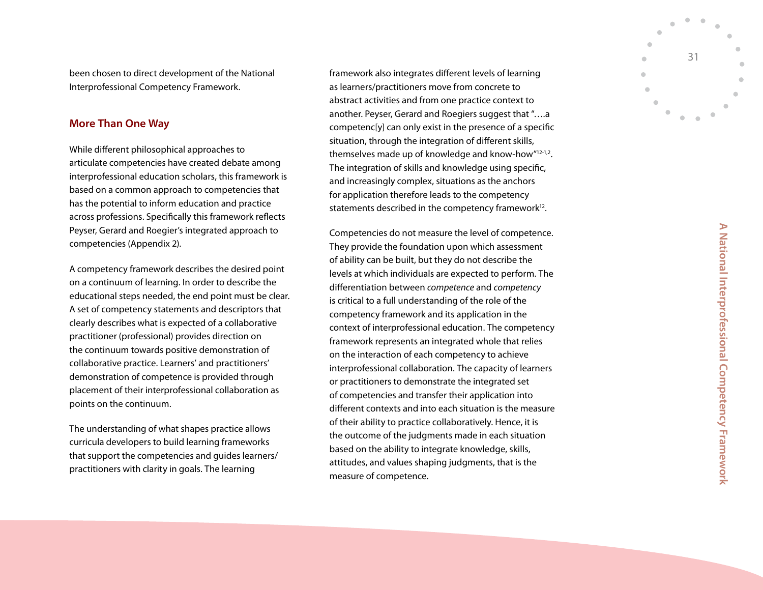been chosen to direct development of the National Interprofessional Competency Framework.

## More Than One Way

While different philosophical approaches to articulate competencies have created debate among interprofessional education scholars, this framework is based on a common approach to competencies that has the potential to inform education and practice across professions. Specifically this framework reflects Peyser, Gerard and Roegier's integrated approach to competencies (Appendix 2).

A competency framework describes the desired point on a continuum of learning. In order to describe the educational steps needed, the end point must be clear. A set of competency statements and descriptors that clearly describes what is expected of a collaborative practitioner (professional) provides direction on the continuum towards positive demonstration of collaborative practice. Learners' and practitioners' demonstration of competence is provided through placement of their interprofessional collaboration as points on the continuum.

The understanding of what shapes practice allows curricula developers to build learning frameworks that support the competencies and guides learners/ practitioners with clarity in goals. The learning framework also integrates different levels of learning as learners/practitioners move from concrete to abstract activities and from one practice context to another. Peyser, Gerard and Roegiers suggest that "….a competenc[y] can only exist in the presence of a specific situation, through the integration of different skills, themselves made up of knowledge and know-how"[12-1,2]. The integration of skills and knowledge using specific, and increasingly complex, situations as the anchors for application therefore leads to the competency statements described in the competency framework[12].

Competencies do not measure the level of competence. They provide the foundation upon which assessment of ability can be built, but they do not describe the levels at which individuals are expected to perform. The differentiation between *competence* and *competency* is critical to a full understanding of the role of the competency framework and its application in the context of interprofessional education. The competency framework represents an integrated whole that relies on the interaction of each competency to achieve interprofessional collaboration. The capacity of learners or practitioners to demonstrate the integrated set of competencies and transfer their application into different contexts and into each situation is the measure of their ability to practice collaboratively. Hence, it is the outcome of the judgments made in each situation based on the ability to integrate knowledge, skills, attitudes, and values shaping judgments, that is the measure of competence.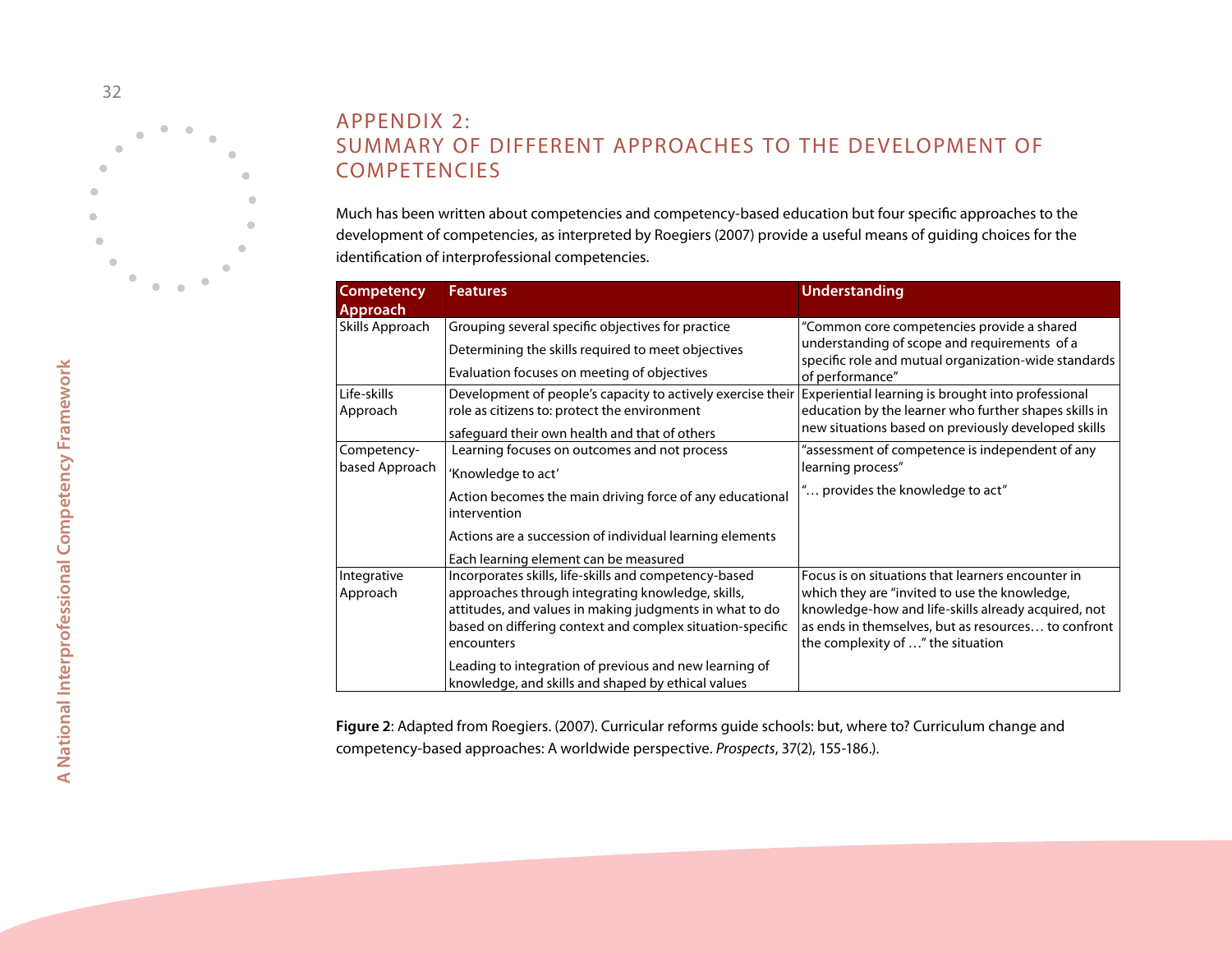## APPENDIX 2:
## SUMMARY OF DIFFERENT APPROACHES TO THE DEVELOPMENT OF COMPETENCIES

Much has been written about competencies and competency-based education but four specific approaches to the development of competencies, as interpreted by Roegiers (2007) provide a useful means of guiding choices for the identification of interprofessional competencies.

| Competency Approach | Features | Understanding |
|---|---|---|
| Skills Approach | Grouping several specific objectives for practice<br>Determining the skills required to meet objectives<br>Evaluation focuses on meeting of objectives | "Common core competencies provide a shared understanding of scope and requirements of a specific role and mutual organization-wide standards of performance" |
| Life-skills Approach | Development of people's capacity to actively exercise their role as citizens to: protect the environment<br>safeguard their own health and that of others | Experiential learning is brought into professional education by the learner who further shapes skills in new situations based on previously developed skills |
| Competency-based Approach | Learning focuses on outcomes and not process<br>'Knowledge to act'<br>Action becomes the main driving force of any educational intervention<br>Actions are a succession of individual learning elements<br>Each learning element can be measured | "assessment of competence is independent of any learning process"<br>"… provides the knowledge to act" |
| Integrative Approach | Incorporates skills, life-skills and competency-based approaches through integrating knowledge, skills, attitudes, and values in making judgments in what to do based on differing context and complex situation-specific encounters<br>Leading to integration of previous and new learning of knowledge, and skills and shaped by ethical values | Focus is on situations that learners encounter in which they are "invited to use the knowledge, knowledge-how and life-skills already acquired, not as ends in themselves, but as resources… to confront the complexity of …" the situation |

**Figure 2**: Adapted from Roegiers. (2007). Curricular reforms guide schools: but, where to? Curriculum change and competency-based approaches: A worldwide perspective. *Prospects*, 37(2), 155-186.).